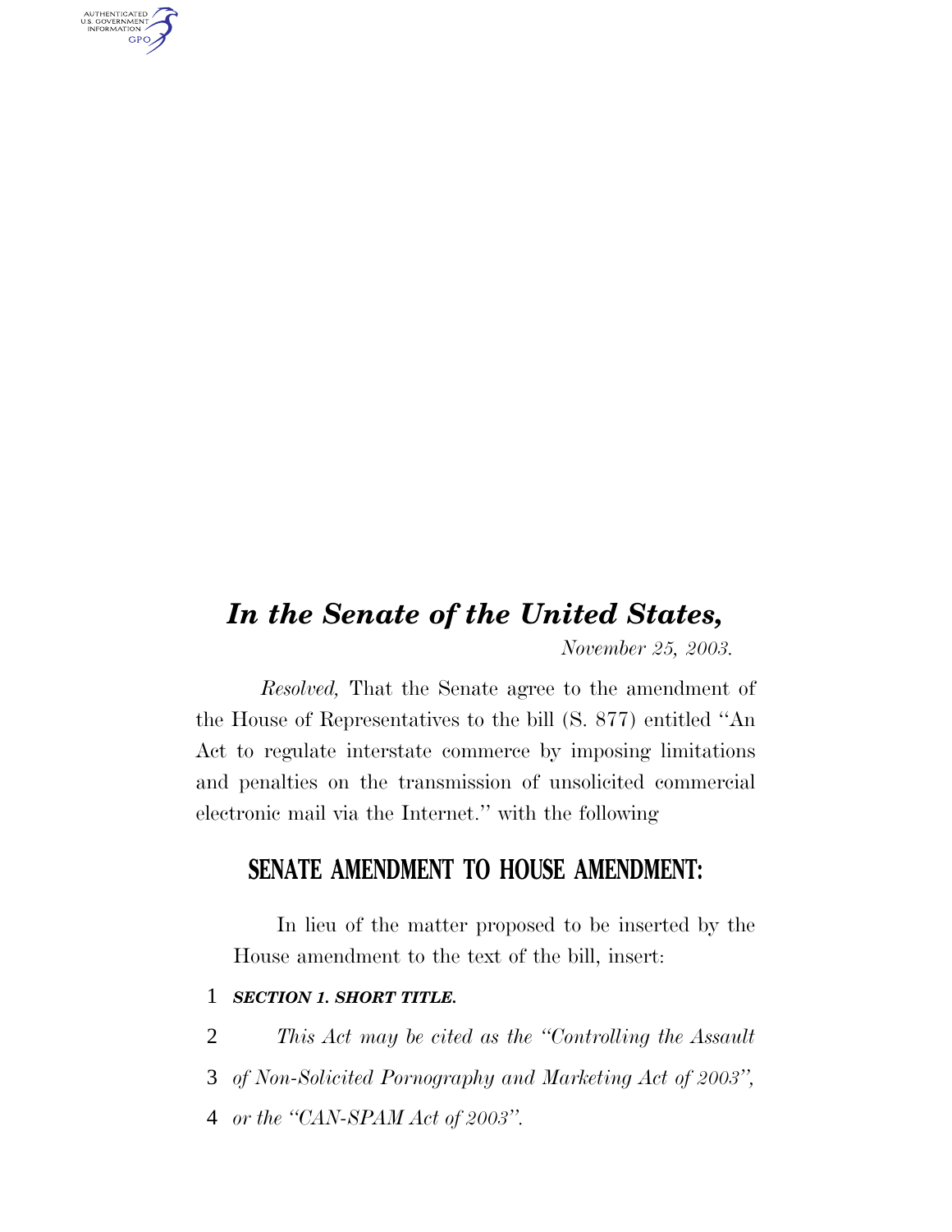# *In the Senate of the United States,*

*November 25, 2003.*

*Resolved,* That the Senate agree to the amendment of the House of Representatives to the bill (S. 877) entitled ''An Act to regulate interstate commerce by imposing limitations and penalties on the transmission of unsolicited commercial electronic mail via the Internet.'' with the following

## SENATE AMENDMENT TO HOUSE AMENDMENT:

In lieu of the matter proposed to be inserted by the House amendment to the text of the bill, insert:

***SECTION 1. SHORT TITLE.***

*This Act may be cited as the ''Controlling the Assault of Non-Solicited Pornography and Marketing Act of 2003'', or the ''CAN-SPAM Act of 2003''.*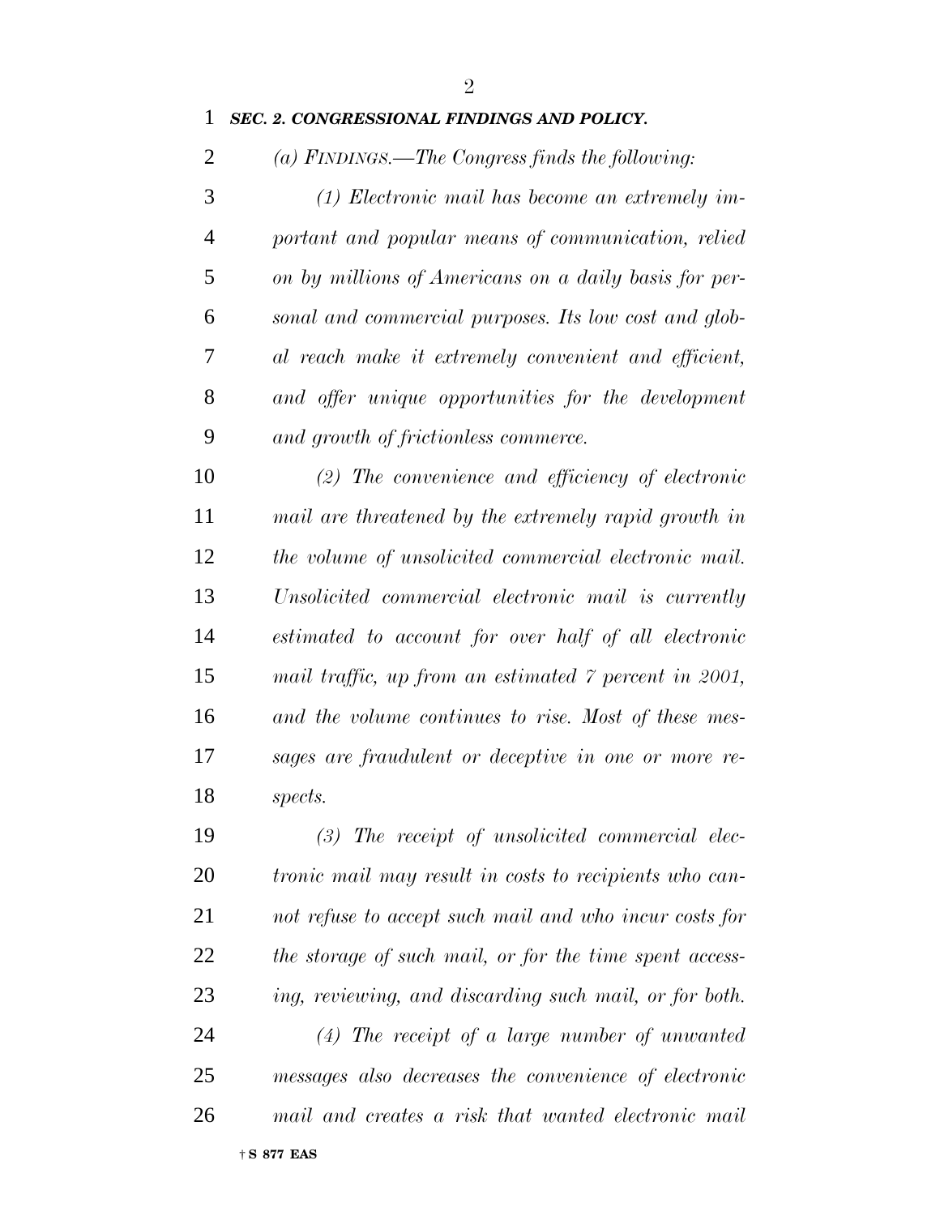***SEC. 2. CONGRESSIONAL FINDINGS AND POLICY.***

*(a) FINDINGS.—The Congress finds the following:*

*(1) Electronic mail has become an extremely important and popular means of communication, relied on by millions of Americans on a daily basis for personal and commercial purposes. Its low cost and global reach make it extremely convenient and efficient, and offer unique opportunities for the development and growth of frictionless commerce.*

*(2) The convenience and efficiency of electronic mail are threatened by the extremely rapid growth in the volume of unsolicited commercial electronic mail. Unsolicited commercial electronic mail is currently estimated to account for over half of all electronic mail traffic, up from an estimated 7 percent in 2001, and the volume continues to rise. Most of these messages are fraudulent or deceptive in one or more respects.*

*(3) The receipt of unsolicited commercial electronic mail may result in costs to recipients who cannot refuse to accept such mail and who incur costs for the storage of such mail, or for the time spent accessing, reviewing, and discarding such mail, or for both.*

*(4) The receipt of a large number of unwanted messages also decreases the convenience of electronic mail and creates a risk that wanted electronic mail*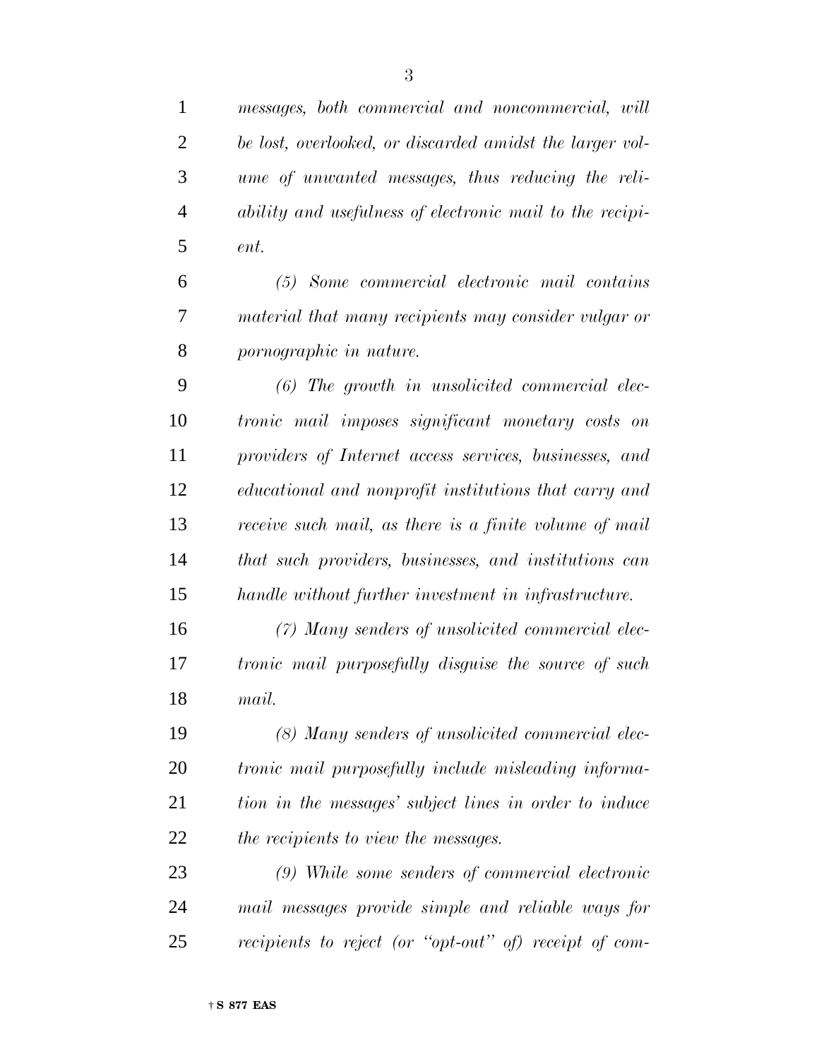*messages, both commercial and noncommercial, will be lost, overlooked, or discarded amidst the larger volume of unwanted messages, thus reducing the reliability and usefulness of electronic mail to the recipient.*

*(5) Some commercial electronic mail contains material that many recipients may consider vulgar or pornographic in nature.*

*(6) The growth in unsolicited commercial electronic mail imposes significant monetary costs on providers of Internet access services, businesses, and educational and nonprofit institutions that carry and receive such mail, as there is a finite volume of mail that such providers, businesses, and institutions can handle without further investment in infrastructure.*

*(7) Many senders of unsolicited commercial electronic mail purposefully disguise the source of such mail.*

*(8) Many senders of unsolicited commercial electronic mail purposefully include misleading information in the messages' subject lines in order to induce the recipients to view the messages.*

*(9) While some senders of commercial electronic mail messages provide simple and reliable ways for recipients to reject (or "opt-out" of) receipt of com-*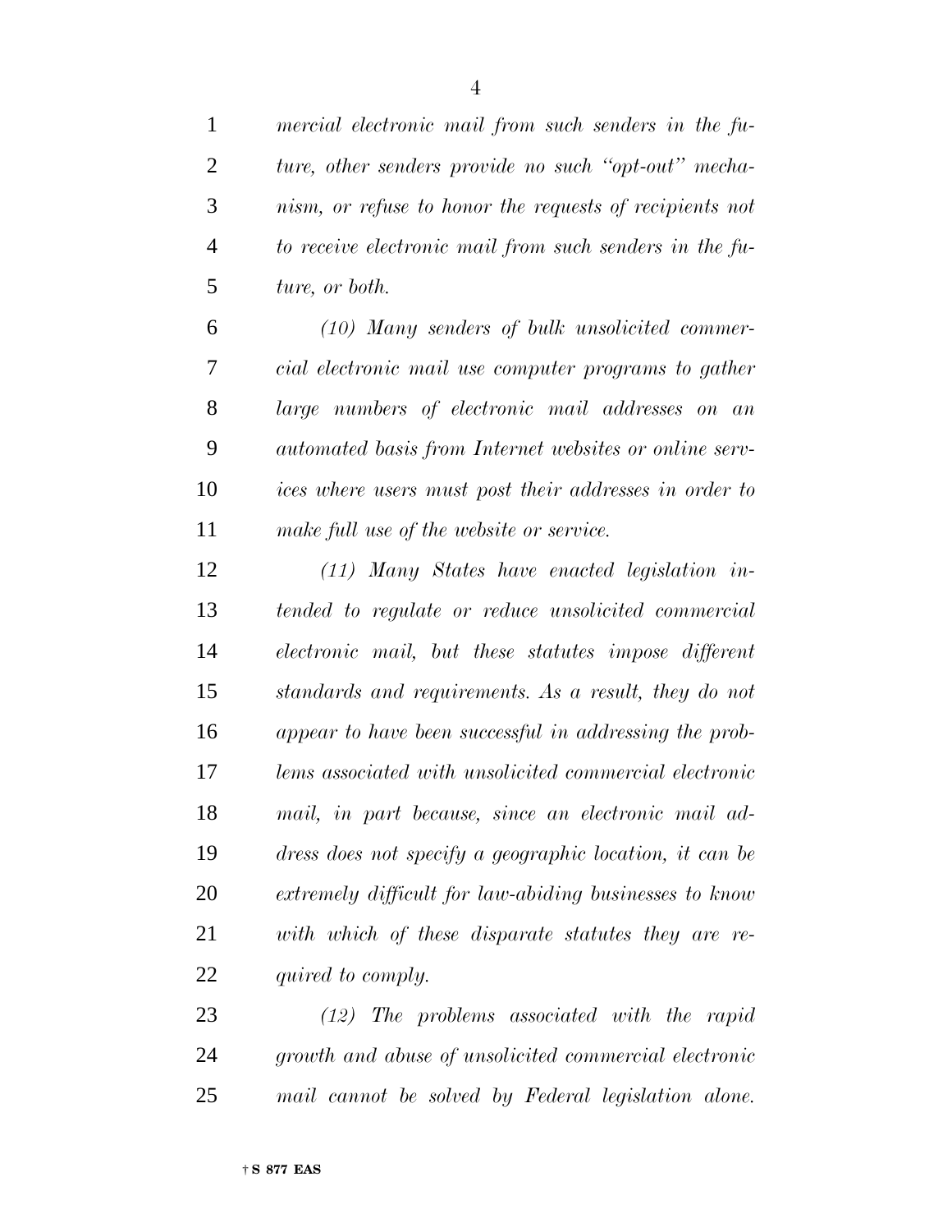*mercial electronic mail from such senders in the future, other senders provide no such "opt-out" mechanism, or refuse to honor the requests of recipients not to receive electronic mail from such senders in the future, or both.*

*(10) Many senders of bulk unsolicited commercial electronic mail use computer programs to gather large numbers of electronic mail addresses on an automated basis from Internet websites or online services where users must post their addresses in order to make full use of the website or service.*

*(11) Many States have enacted legislation intended to regulate or reduce unsolicited commercial electronic mail, but these statutes impose different standards and requirements. As a result, they do not appear to have been successful in addressing the problems associated with unsolicited commercial electronic mail, in part because, since an electronic mail address does not specify a geographic location, it can be extremely difficult for law-abiding businesses to know with which of these disparate statutes they are required to comply.*

*(12) The problems associated with the rapid growth and abuse of unsolicited commercial electronic mail cannot be solved by Federal legislation alone.*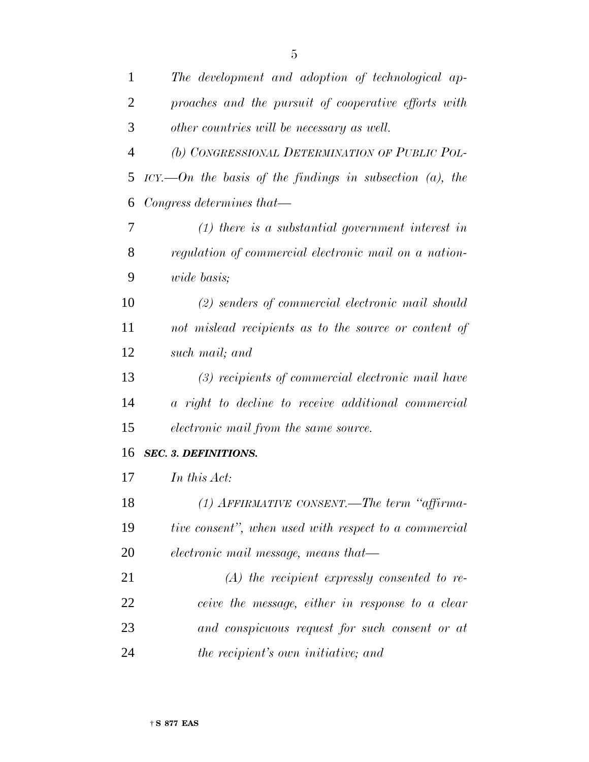*The development and adoption of technological approaches and the pursuit of cooperative efforts with other countries will be necessary as well.*

*(b) CONGRESSIONAL DETERMINATION OF PUBLIC POLICY.—On the basis of the findings in subsection (a), the Congress determines that—*

*(1) there is a substantial government interest in regulation of commercial electronic mail on a nationwide basis;*

*(2) senders of commercial electronic mail should not mislead recipients as to the source or content of such mail; and*

*(3) recipients of commercial electronic mail have a right to decline to receive additional commercial electronic mail from the same source.*

***SEC. 3. DEFINITIONS.***

*In this Act:*

*(1) AFFIRMATIVE CONSENT.—The term "affirmative consent", when used with respect to a commercial electronic mail message, means that—*

*(A) the recipient expressly consented to receive the message, either in response to a clear and conspicuous request for such consent or at the recipient's own initiative; and*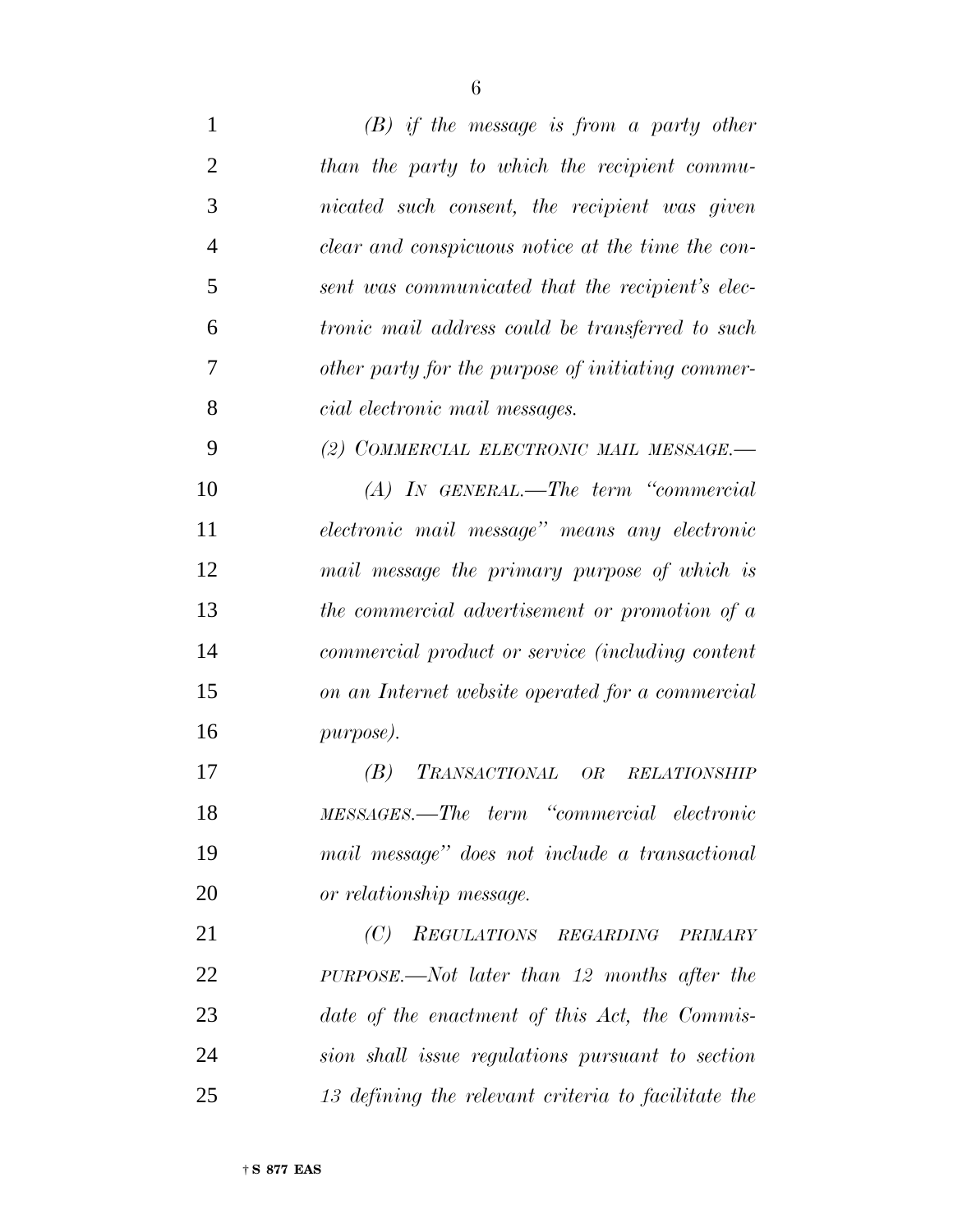*(B) if the message is from a party other than the party to which the recipient communicated such consent, the recipient was given clear and conspicuous notice at the time the consent was communicated that the recipient's electronic mail address could be transferred to such other party for the purpose of initiating commercial electronic mail messages.*

*(2) COMMERCIAL ELECTRONIC MAIL MESSAGE.—*

*(A) IN GENERAL.—The term "commercial electronic mail message" means any electronic mail message the primary purpose of which is the commercial advertisement or promotion of a commercial product or service (including content on an Internet website operated for a commercial purpose).*

*(B) TRANSACTIONAL OR RELATIONSHIP MESSAGES.—The term "commercial electronic mail message" does not include a transactional or relationship message.*

*(C) REGULATIONS REGARDING PRIMARY PURPOSE.—Not later than 12 months after the date of the enactment of this Act, the Commission shall issue regulations pursuant to section 13 defining the relevant criteria to facilitate the*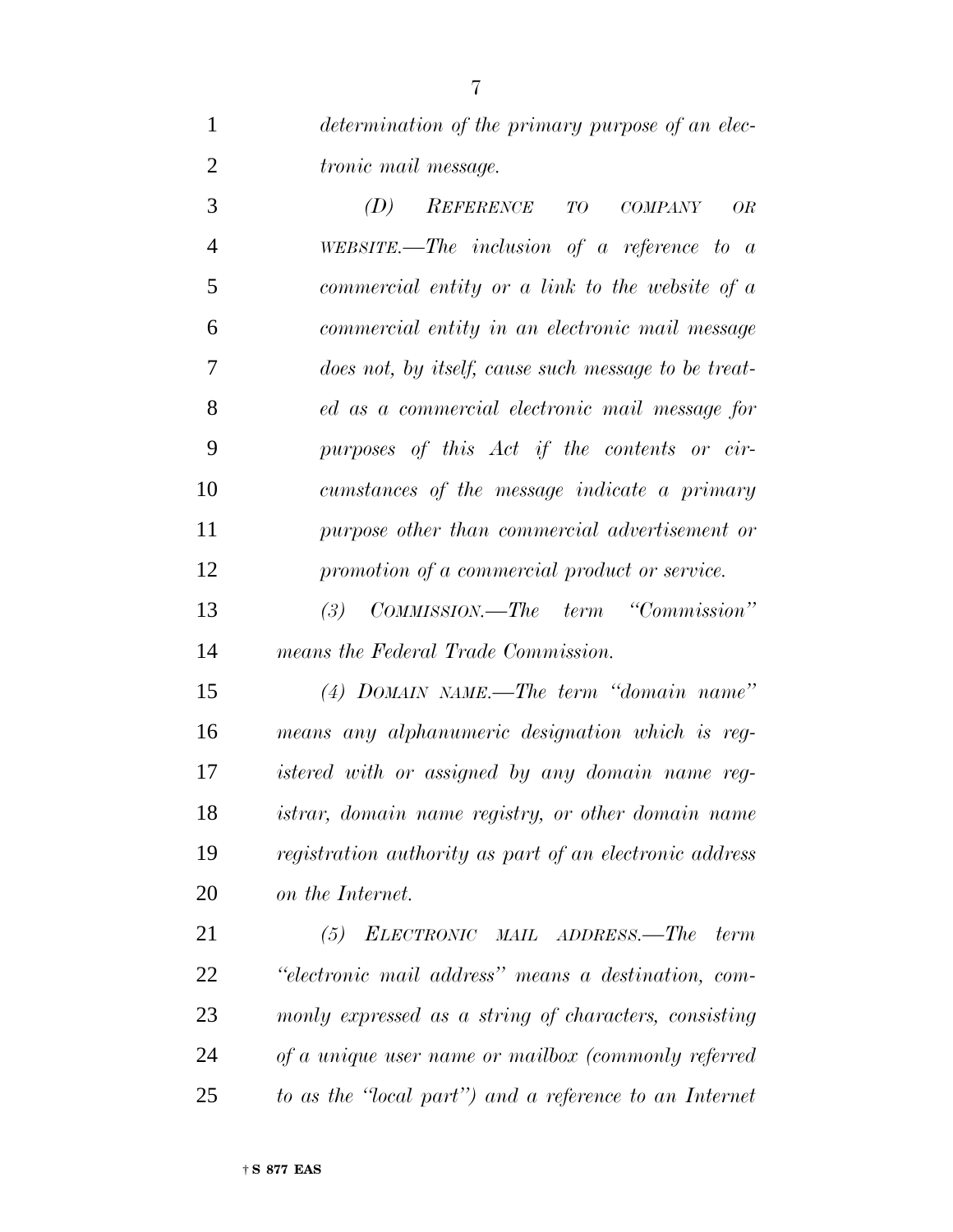*determination of the primary purpose of an electronic mail message.*

*(D) REFERENCE TO COMPANY OR WEBSITE.—The inclusion of a reference to a commercial entity or a link to the website of a commercial entity in an electronic mail message does not, by itself, cause such message to be treated as a commercial electronic mail message for purposes of this Act if the contents or circumstances of the message indicate a primary purpose other than commercial advertisement or promotion of a commercial product or service.*

*(3) COMMISSION.—The term "Commission" means the Federal Trade Commission.*

*(4) DOMAIN NAME.—The term "domain name" means any alphanumeric designation which is registered with or assigned by any domain name registrar, domain name registry, or other domain name registration authority as part of an electronic address on the Internet.*

*(5) ELECTRONIC MAIL ADDRESS.—The term "electronic mail address" means a destination, commonly expressed as a string of characters, consisting of a unique user name or mailbox (commonly referred to as the "local part") and a reference to an Internet*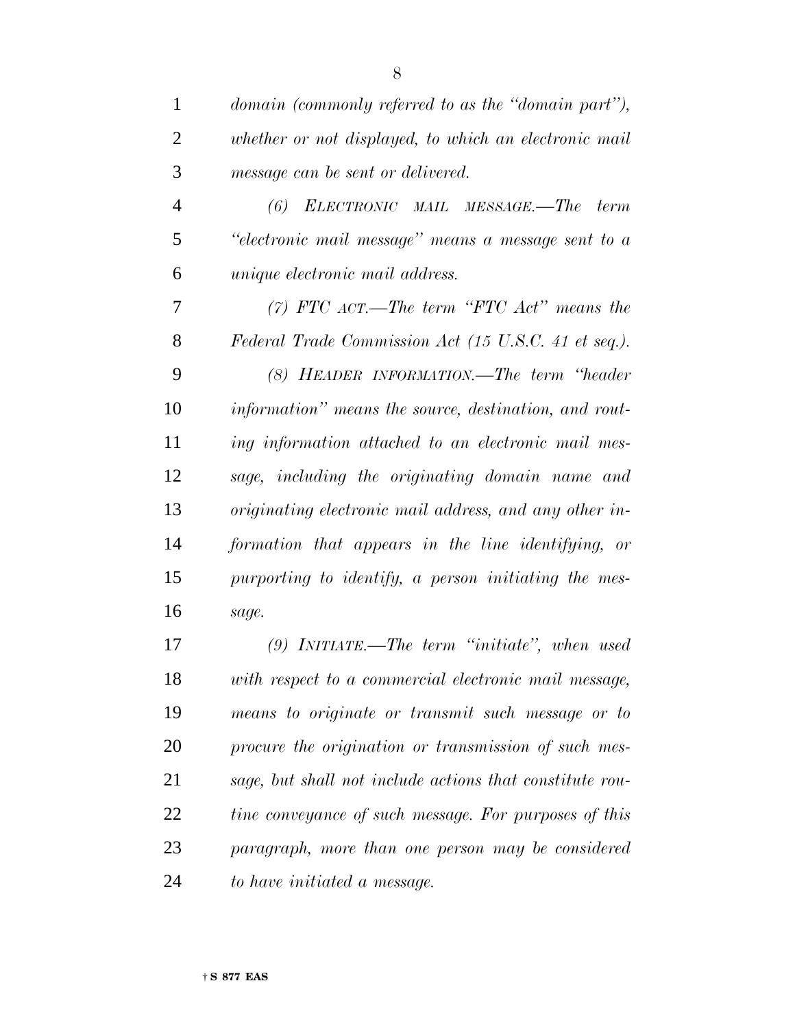*domain (commonly referred to as the "domain part"), whether or not displayed, to which an electronic mail message can be sent or delivered.*

*(6) ELECTRONIC MAIL MESSAGE.—The term "electronic mail message" means a message sent to a unique electronic mail address.*

*(7) FTC ACT.—The term "FTC Act" means the Federal Trade Commission Act (15 U.S.C. 41 et seq.).*

*(8) HEADER INFORMATION.—The term "header information" means the source, destination, and routing information attached to an electronic mail message, including the originating domain name and originating electronic mail address, and any other information that appears in the line identifying, or purporting to identify, a person initiating the message.*

*(9) INITIATE.—The term "initiate", when used with respect to a commercial electronic mail message, means to originate or transmit such message or to procure the origination or transmission of such message, but shall not include actions that constitute routine conveyance of such message. For purposes of this paragraph, more than one person may be considered to have initiated a message.*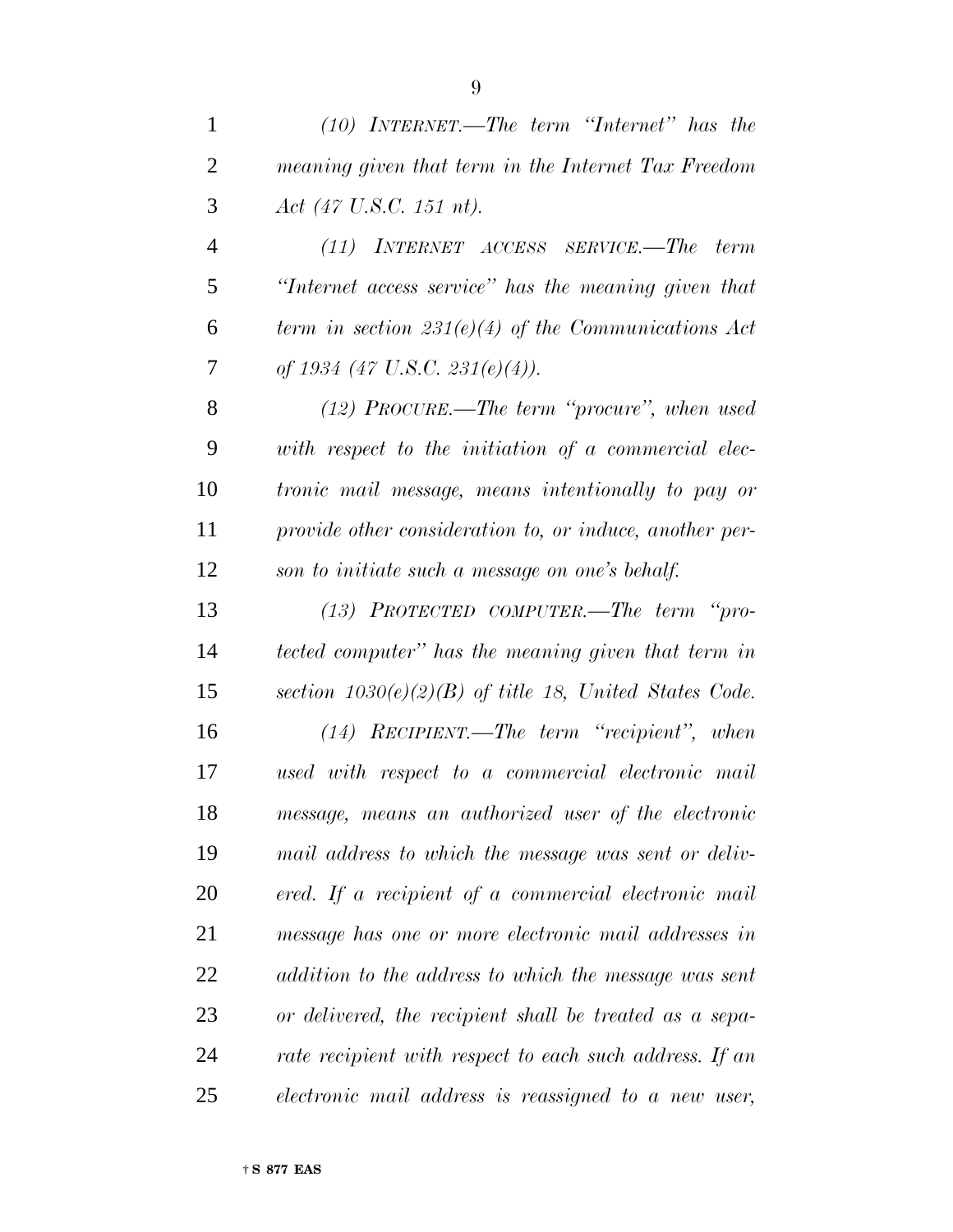*(10) INTERNET.—The term "Internet" has the meaning given that term in the Internet Tax Freedom Act (47 U.S.C. 151 nt).*

*(11) INTERNET ACCESS SERVICE.—The term "Internet access service" has the meaning given that term in section 231(e)(4) of the Communications Act of 1934 (47 U.S.C. 231(e)(4)).*

*(12) PROCURE.—The term "procure", when used with respect to the initiation of a commercial electronic mail message, means intentionally to pay or provide other consideration to, or induce, another person to initiate such a message on one's behalf.*

*(13) PROTECTED COMPUTER.—The term "protected computer" has the meaning given that term in section 1030(e)(2)(B) of title 18, United States Code.*

*(14) RECIPIENT.—The term "recipient", when used with respect to a commercial electronic mail message, means an authorized user of the electronic mail address to which the message was sent or delivered. If a recipient of a commercial electronic mail message has one or more electronic mail addresses in addition to the address to which the message was sent or delivered, the recipient shall be treated as a separate recipient with respect to each such address. If an electronic mail address is reassigned to a new user,*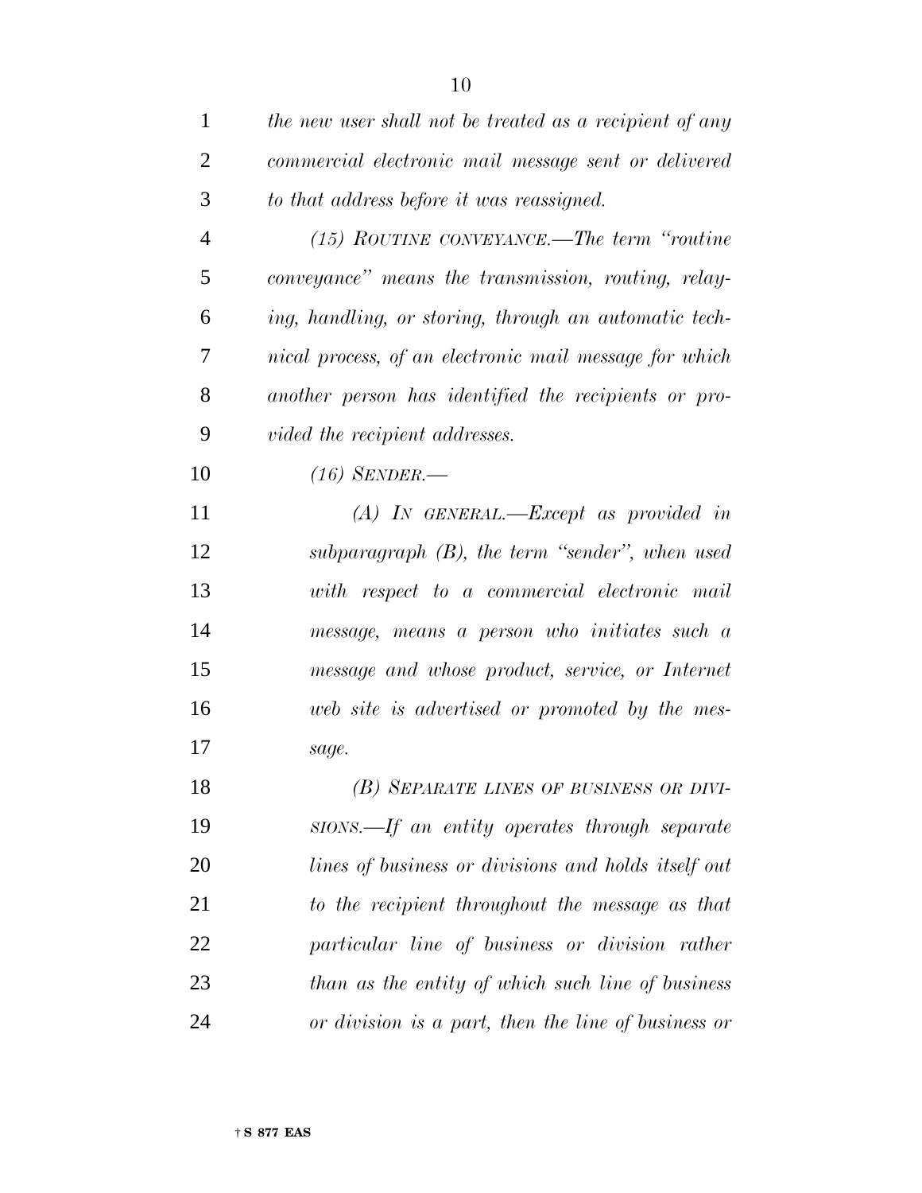*the new user shall not be treated as a recipient of any commercial electronic mail message sent or delivered to that address before it was reassigned.*

*(15) ROUTINE CONVEYANCE.—The term "routine conveyance" means the transmission, routing, relaying, handling, or storing, through an automatic technical process, of an electronic mail message for which another person has identified the recipients or provided the recipient addresses.*

*(16) SENDER.—*

*(A) IN GENERAL.—Except as provided in subparagraph (B), the term "sender", when used with respect to a commercial electronic mail message, means a person who initiates such a message and whose product, service, or Internet web site is advertised or promoted by the message.*

*(B) SEPARATE LINES OF BUSINESS OR DIVISIONS.—If an entity operates through separate lines of business or divisions and holds itself out to the recipient throughout the message as that particular line of business or division rather than as the entity of which such line of business or division is a part, then the line of business or*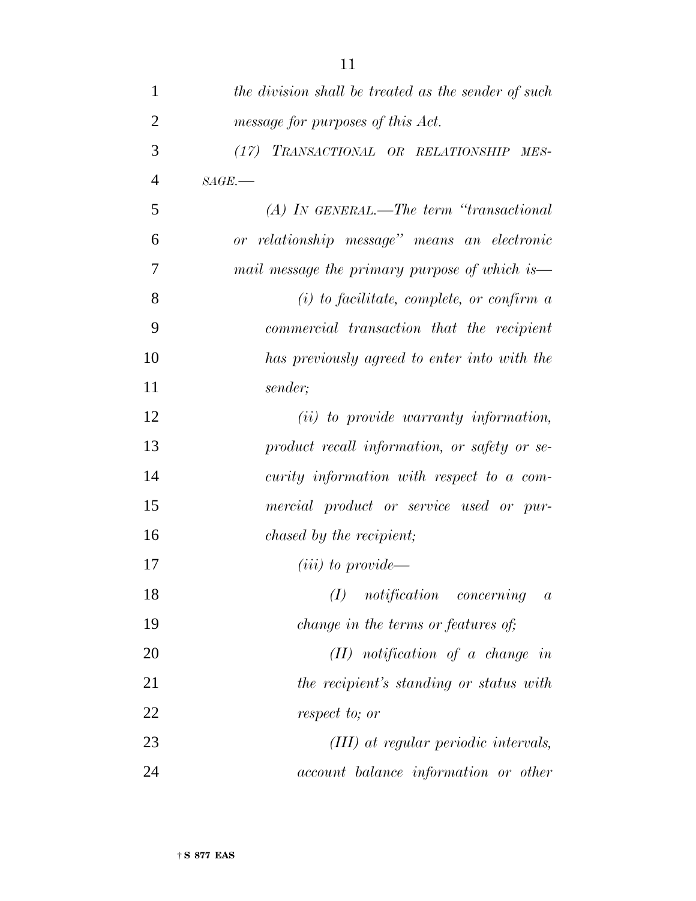*the division shall be treated as the sender of such message for purposes of this Act.*

*(17) TRANSACTIONAL OR RELATIONSHIP MESSAGE.—*

*(A) IN GENERAL.—The term "transactional or relationship message" means an electronic mail message the primary purpose of which is—*

*(i) to facilitate, complete, or confirm a commercial transaction that the recipient has previously agreed to enter into with the sender;*

*(ii) to provide warranty information, product recall information, or safety or security information with respect to a commercial product or service used or purchased by the recipient;*

*(iii) to provide—*

*(I) notification concerning a change in the terms or features of;*

*(II) notification of a change in the recipient's standing or status with respect to; or*

*(III) at regular periodic intervals, account balance information or other*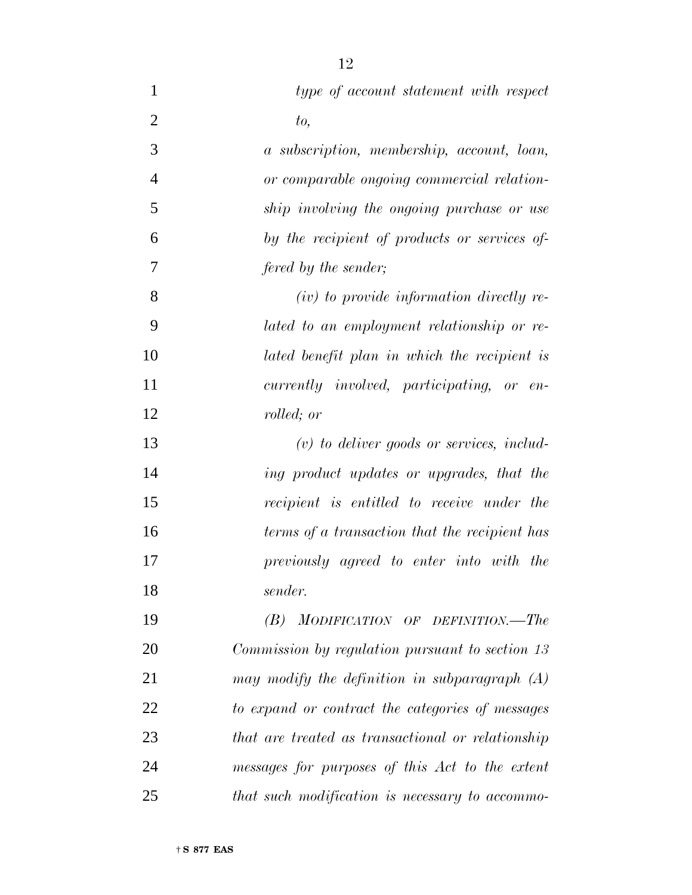*type of account statement with respect to,*

*a subscription, membership, account, loan, or comparable ongoing commercial relationship involving the ongoing purchase or use by the recipient of products or services offered by the sender;*

*(iv) to provide information directly related to an employment relationship or related benefit plan in which the recipient is currently involved, participating, or enrolled; or*

*(v) to deliver goods or services, including product updates or upgrades, that the recipient is entitled to receive under the terms of a transaction that the recipient has previously agreed to enter into with the sender.*

*(B) MODIFICATION OF DEFINITION.—The Commission by regulation pursuant to section 13 may modify the definition in subparagraph (A) to expand or contract the categories of messages that are treated as transactional or relationship messages for purposes of this Act to the extent that such modification is necessary to accommo-*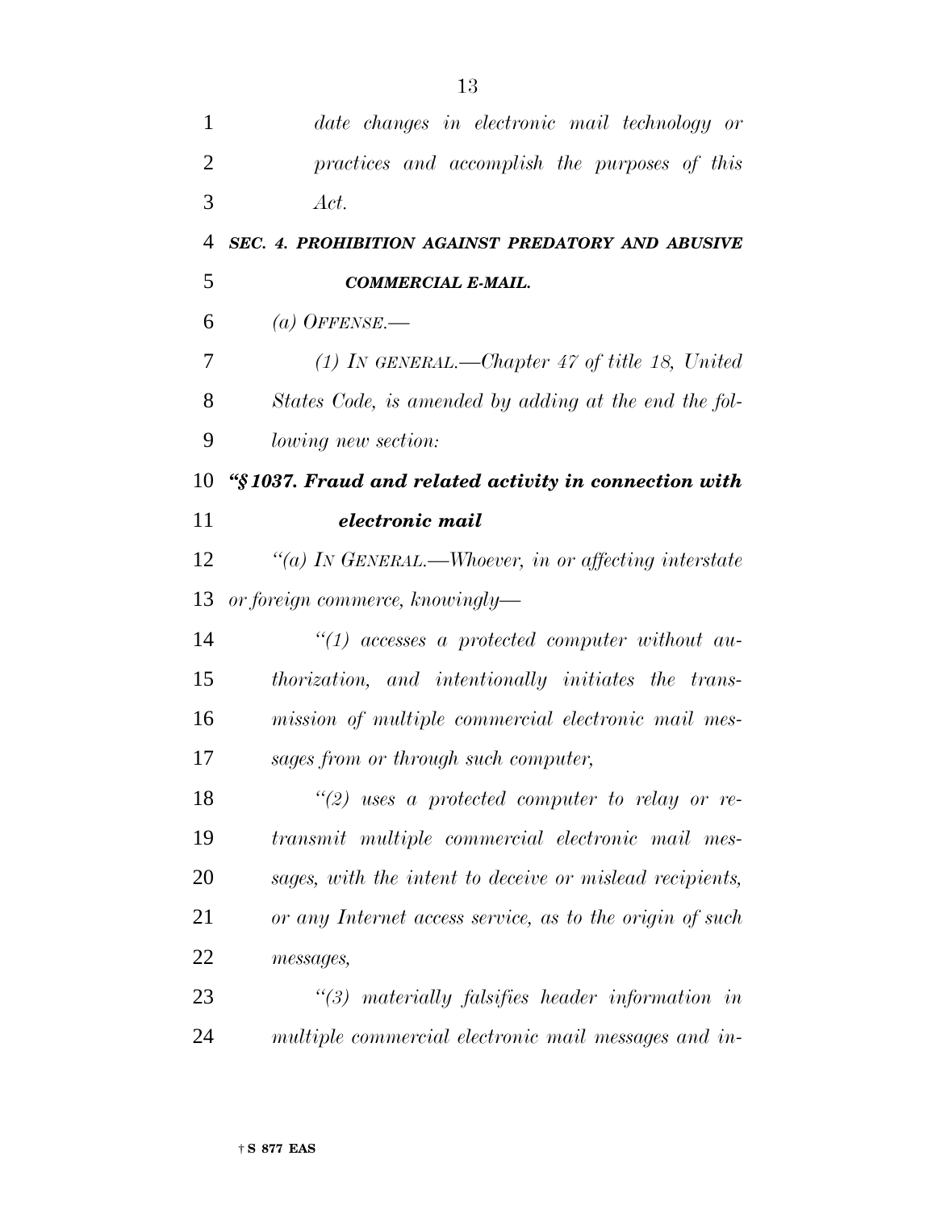*date changes in electronic mail technology or practices and accomplish the purposes of this Act.*

***SEC. 4. PROHIBITION AGAINST PREDATORY AND ABUSIVE COMMERCIAL E-MAIL.***

*(a) OFFENSE.—*

*(1) IN GENERAL.—Chapter 47 of title 18, United States Code, is amended by adding at the end the following new section:*

***"§ 1037. Fraud and related activity in connection with electronic mail***

*"(a) IN GENERAL.—Whoever, in or affecting interstate or foreign commerce, knowingly—*

*"(1) accesses a protected computer without authorization, and intentionally initiates the transmission of multiple commercial electronic mail messages from or through such computer,*

*"(2) uses a protected computer to relay or retransmit multiple commercial electronic mail messages, with the intent to deceive or mislead recipients, or any Internet access service, as to the origin of such messages,*

*"(3) materially falsifies header information in multiple commercial electronic mail messages and in-*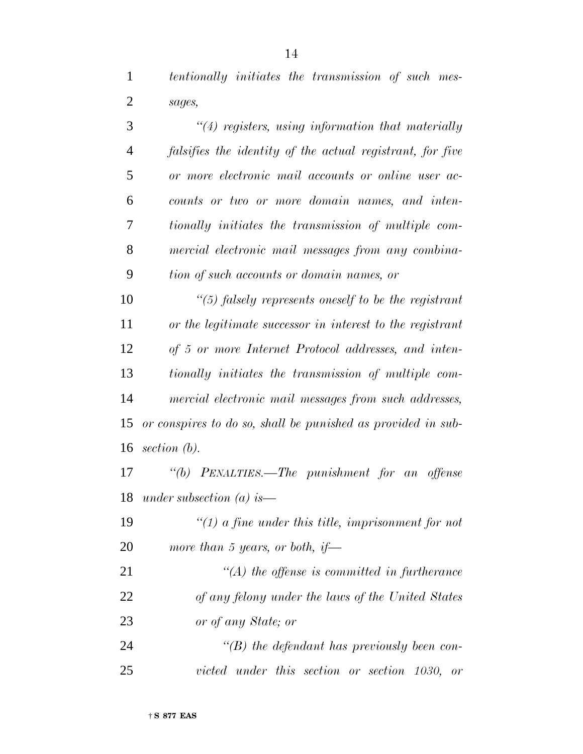*tentionally initiates the transmission of such messages,*

*"(4) registers, using information that materially falsifies the identity of the actual registrant, for five or more electronic mail accounts or online user accounts or two or more domain names, and intentionally initiates the transmission of multiple commercial electronic mail messages from any combination of such accounts or domain names, or*

*"(5) falsely represents oneself to be the registrant or the legitimate successor in interest to the registrant of 5 or more Internet Protocol addresses, and intentionally initiates the transmission of multiple commercial electronic mail messages from such addresses,*

*or conspires to do so, shall be punished as provided in subsection (b).*

*"(b) PENALTIES.—The punishment for an offense under subsection (a) is—*

*"(1) a fine under this title, imprisonment for not more than 5 years, or both, if—*

*"(A) the offense is committed in furtherance of any felony under the laws of the United States or of any State; or*

*"(B) the defendant has previously been convicted under this section or section 1030, or*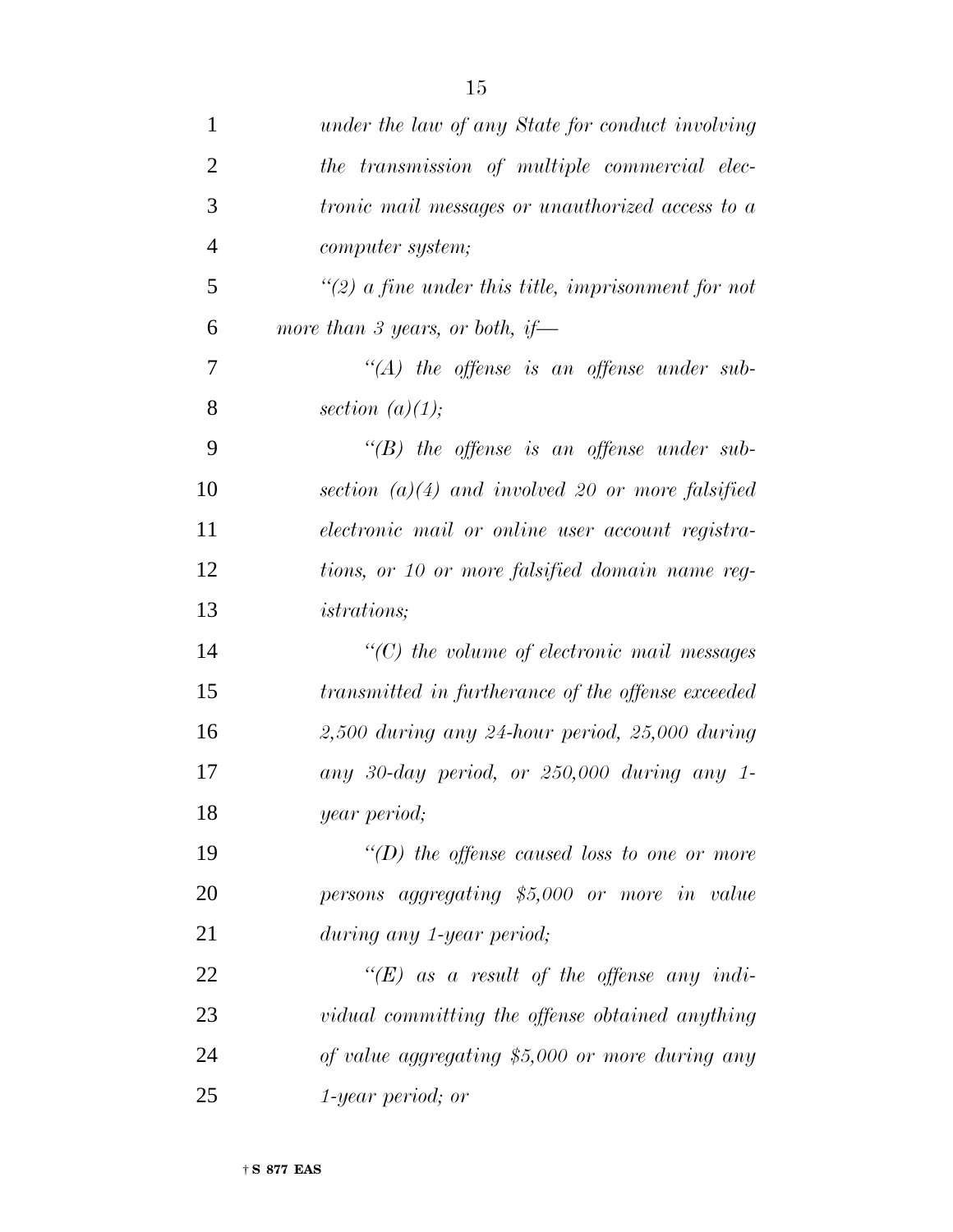*under the law of any State for conduct involving the transmission of multiple commercial electronic mail messages or unauthorized access to a computer system;*

*"(2) a fine under this title, imprisonment for not more than 3 years, or both, if—*

*"(A) the offense is an offense under subsection (a)(1);*

*"(B) the offense is an offense under subsection (a)(4) and involved 20 or more falsified electronic mail or online user account registrations, or 10 or more falsified domain name registrations;*

*"(C) the volume of electronic mail messages transmitted in furtherance of the offense exceeded 2,500 during any 24-hour period, 25,000 during any 30-day period, or 250,000 during any 1-year period;*

*"(D) the offense caused loss to one or more persons aggregating $5,000 or more in value during any 1-year period;*

*"(E) as a result of the offense any individual committing the offense obtained anything of value aggregating $5,000 or more during any 1-year period; or*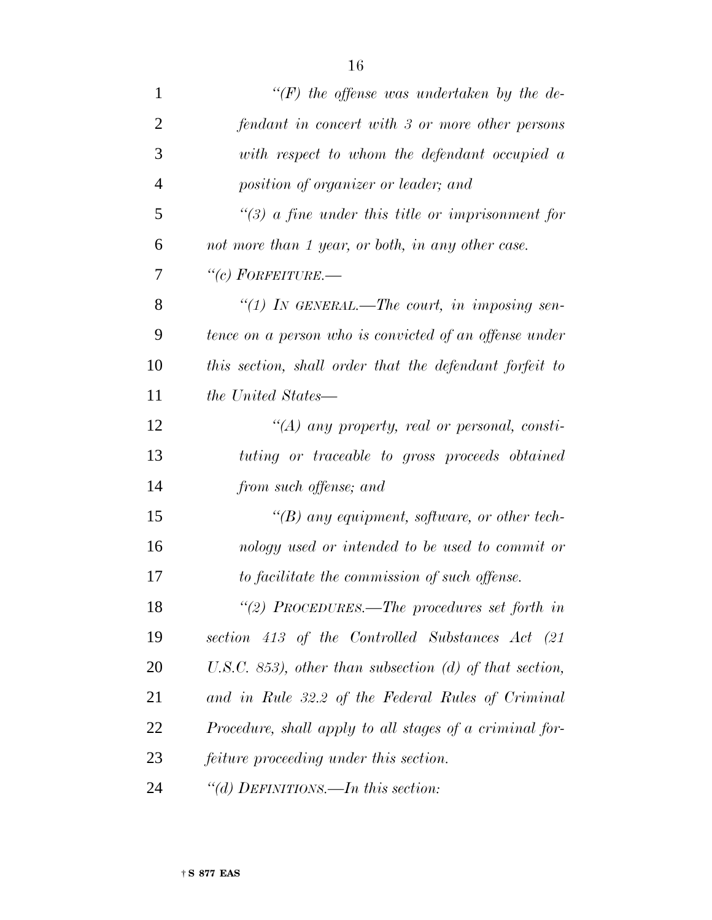*"(F) the offense was undertaken by the defendant in concert with 3 or more other persons with respect to whom the defendant occupied a position of organizer or leader; and*

*"(3) a fine under this title or imprisonment for not more than 1 year, or both, in any other case.*

*"(c) FORFEITURE.—*

*"(1) IN GENERAL.—The court, in imposing sentence on a person who is convicted of an offense under this section, shall order that the defendant forfeit to the United States—*

*"(A) any property, real or personal, constituting or traceable to gross proceeds obtained from such offense; and*

*"(B) any equipment, software, or other technology used or intended to be used to commit or to facilitate the commission of such offense.*

*"(2) PROCEDURES.—The procedures set forth in section 413 of the Controlled Substances Act (21 U.S.C. 853), other than subsection (d) of that section, and in Rule 32.2 of the Federal Rules of Criminal Procedure, shall apply to all stages of a criminal forfeiture proceeding under this section.*

*"(d) DEFINITIONS.—In this section:*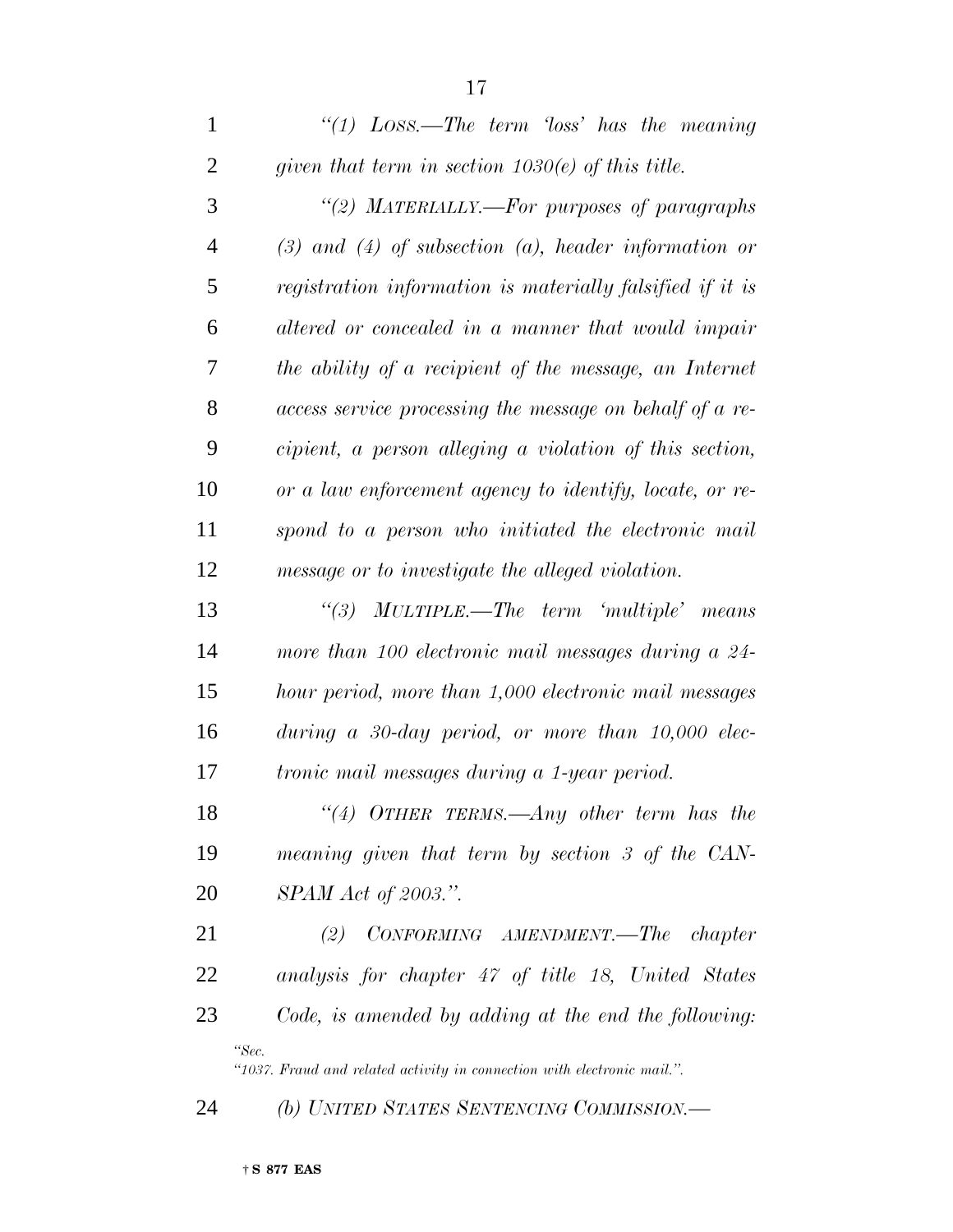*"(1) LOSS.—The term 'loss' has the meaning given that term in section 1030(e) of this title.*

*"(2) MATERIALLY.—For purposes of paragraphs (3) and (4) of subsection (a), header information or registration information is materially falsified if it is altered or concealed in a manner that would impair the ability of a recipient of the message, an Internet access service processing the message on behalf of a recipient, a person alleging a violation of this section, or a law enforcement agency to identify, locate, or respond to a person who initiated the electronic mail message or to investigate the alleged violation.*

*"(3) MULTIPLE.—The term 'multiple' means more than 100 electronic mail messages during a 24-hour period, more than 1,000 electronic mail messages during a 30-day period, or more than 10,000 electronic mail messages during a 1-year period.*

*"(4) OTHER TERMS.—Any other term has the meaning given that term by section 3 of the CAN-SPAM Act of 2003.".*

*(2) CONFORMING AMENDMENT.—The chapter analysis for chapter 47 of title 18, United States Code, is amended by adding at the end the following:*

*"Sec.*
*"1037. Fraud and related activity in connection with electronic mail.".*

*(b) UNITED STATES SENTENCING COMMISSION.—*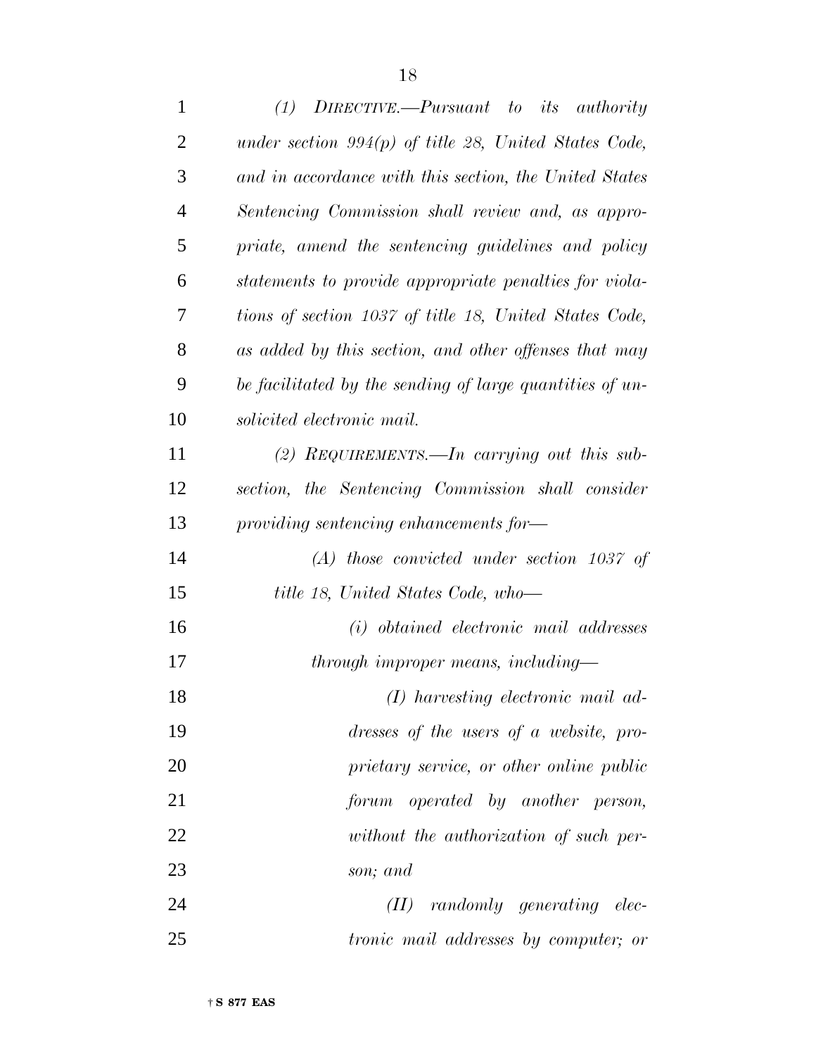*(1) DIRECTIVE.—Pursuant to its authority under section 994(p) of title 28, United States Code, and in accordance with this section, the United States Sentencing Commission shall review and, as appropriate, amend the sentencing guidelines and policy statements to provide appropriate penalties for violations of section 1037 of title 18, United States Code, as added by this section, and other offenses that may be facilitated by the sending of large quantities of unsolicited electronic mail.*

*(2) REQUIREMENTS.—In carrying out this subsection, the Sentencing Commission shall consider providing sentencing enhancements for—*

*(A) those convicted under section 1037 of title 18, United States Code, who—*

*(i) obtained electronic mail addresses through improper means, including—*

*(I) harvesting electronic mail addresses of the users of a website, proprietary service, or other online public forum operated by another person, without the authorization of such person; and*

*(II) randomly generating electronic mail addresses by computer; or*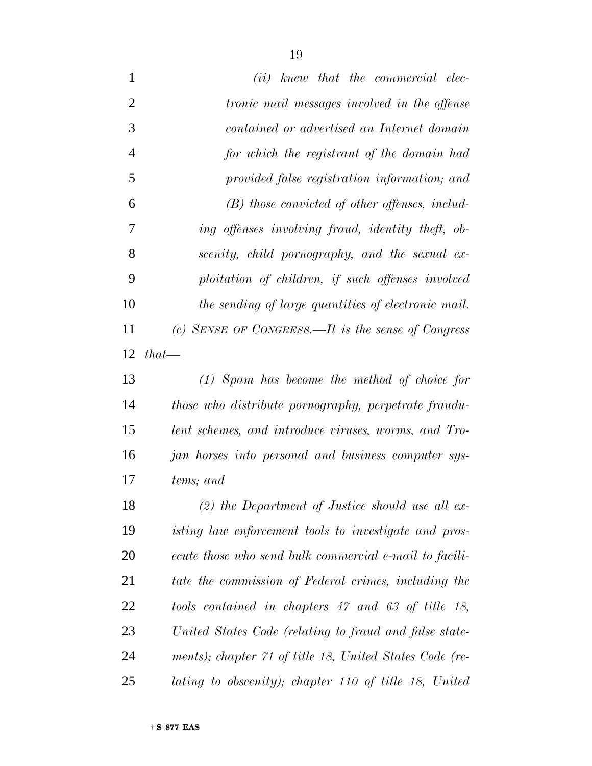*(ii) knew that the commercial electronic mail messages involved in the offense contained or advertised an Internet domain for which the registrant of the domain had provided false registration information; and*

*(B) those convicted of other offenses, including offenses involving fraud, identity theft, obscenity, child pornography, and the sexual exploitation of children, if such offenses involved the sending of large quantities of electronic mail.*

*(c) SENSE OF CONGRESS.—It is the sense of Congress that—*

*(1) Spam has become the method of choice for those who distribute pornography, perpetrate fraudulent schemes, and introduce viruses, worms, and Trojan horses into personal and business computer systems; and*

*(2) the Department of Justice should use all existing law enforcement tools to investigate and prosecute those who send bulk commercial e-mail to facilitate the commission of Federal crimes, including the tools contained in chapters 47 and 63 of title 18, United States Code (relating to fraud and false statements); chapter 71 of title 18, United States Code (relating to obscenity); chapter 110 of title 18, United*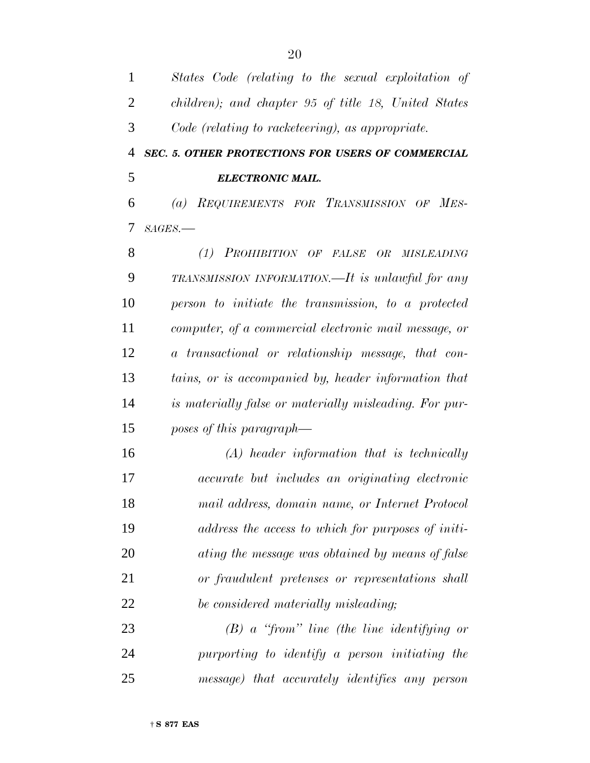*States Code (relating to the sexual exploitation of children); and chapter 95 of title 18, United States Code (relating to racketeering), as appropriate.*

***SEC. 5. OTHER PROTECTIONS FOR USERS OF COMMERCIAL ELECTRONIC MAIL.***

*(a) REQUIREMENTS FOR TRANSMISSION OF MESSAGES.—*

*(1) PROHIBITION OF FALSE OR MISLEADING TRANSMISSION INFORMATION.—It is unlawful for any person to initiate the transmission, to a protected computer, of a commercial electronic mail message, or a transactional or relationship message, that contains, or is accompanied by, header information that is materially false or materially misleading. For purposes of this paragraph—*

*(A) header information that is technically accurate but includes an originating electronic mail address, domain name, or Internet Protocol address the access to which for purposes of initiating the message was obtained by means of false or fraudulent pretenses or representations shall be considered materially misleading;*

*(B) a "from" line (the line identifying or purporting to identify a person initiating the message) that accurately identifies any person*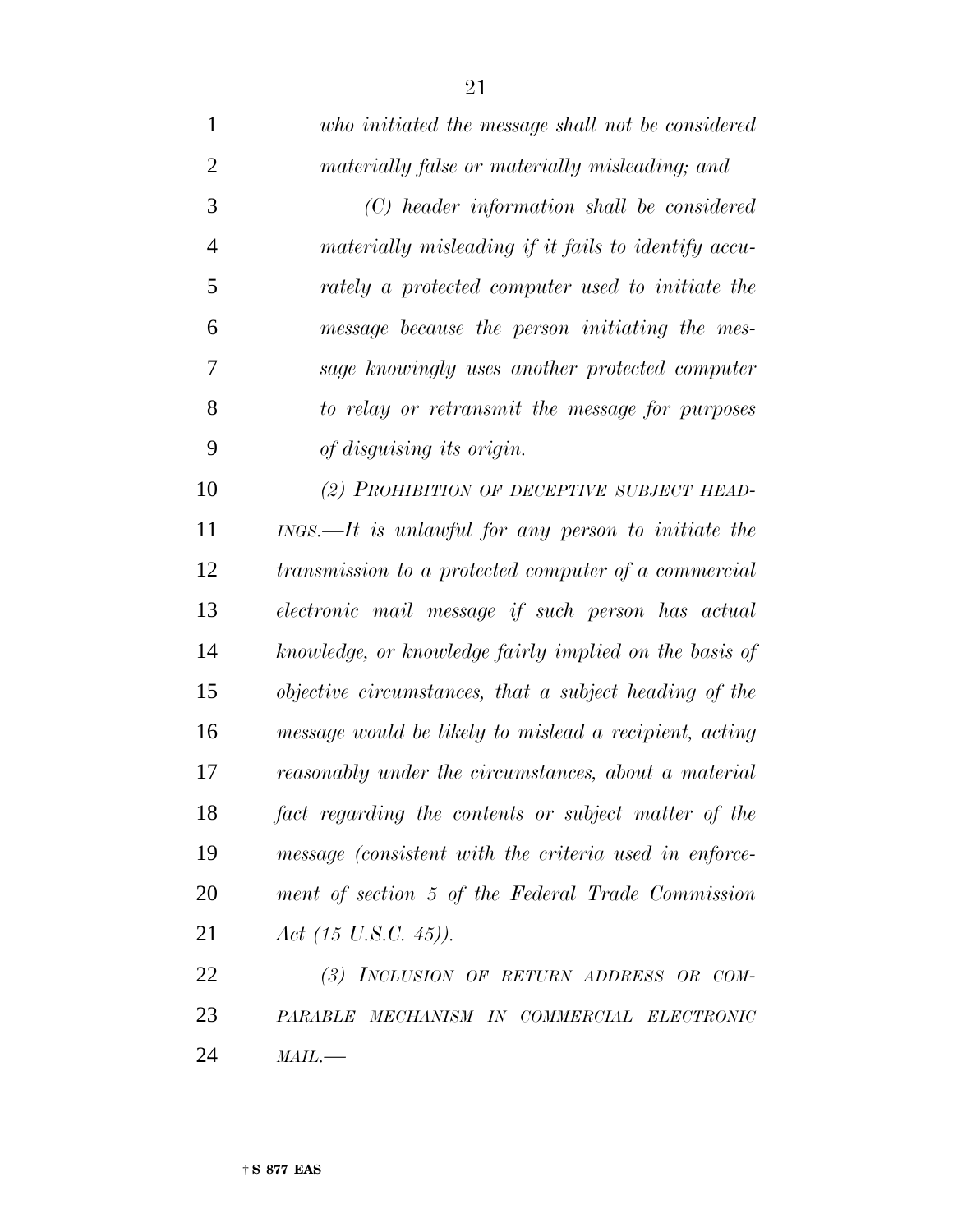*who initiated the message shall not be considered materially false or materially misleading; and*

*(C) header information shall be considered materially misleading if it fails to identify accurately a protected computer used to initiate the message because the person initiating the message knowingly uses another protected computer to relay or retransmit the message for purposes of disguising its origin.*

*(2) PROHIBITION OF DECEPTIVE SUBJECT HEADINGS.—It is unlawful for any person to initiate the transmission to a protected computer of a commercial electronic mail message if such person has actual knowledge, or knowledge fairly implied on the basis of objective circumstances, that a subject heading of the message would be likely to mislead a recipient, acting reasonably under the circumstances, about a material fact regarding the contents or subject matter of the message (consistent with the criteria used in enforcement of section 5 of the Federal Trade Commission Act (15 U.S.C. 45)).*

*(3) INCLUSION OF RETURN ADDRESS OR COMPARABLE MECHANISM IN COMMERCIAL ELECTRONIC MAIL.—*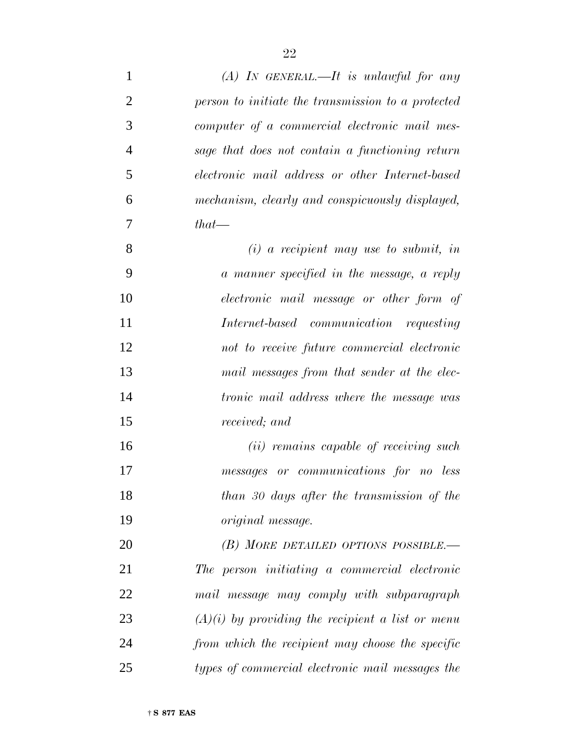*(A) IN GENERAL.—It is unlawful for any person to initiate the transmission to a protected computer of a commercial electronic mail message that does not contain a functioning return electronic mail address or other Internet-based mechanism, clearly and conspicuously displayed, that—*

*(i) a recipient may use to submit, in a manner specified in the message, a reply electronic mail message or other form of Internet-based communication requesting not to receive future commercial electronic mail messages from that sender at the electronic mail address where the message was received; and*

*(ii) remains capable of receiving such messages or communications for no less than 30 days after the transmission of the original message.*

*(B) MORE DETAILED OPTIONS POSSIBLE.—The person initiating a commercial electronic mail message may comply with subparagraph (A)(i) by providing the recipient a list or menu from which the recipient may choose the specific types of commercial electronic mail messages the*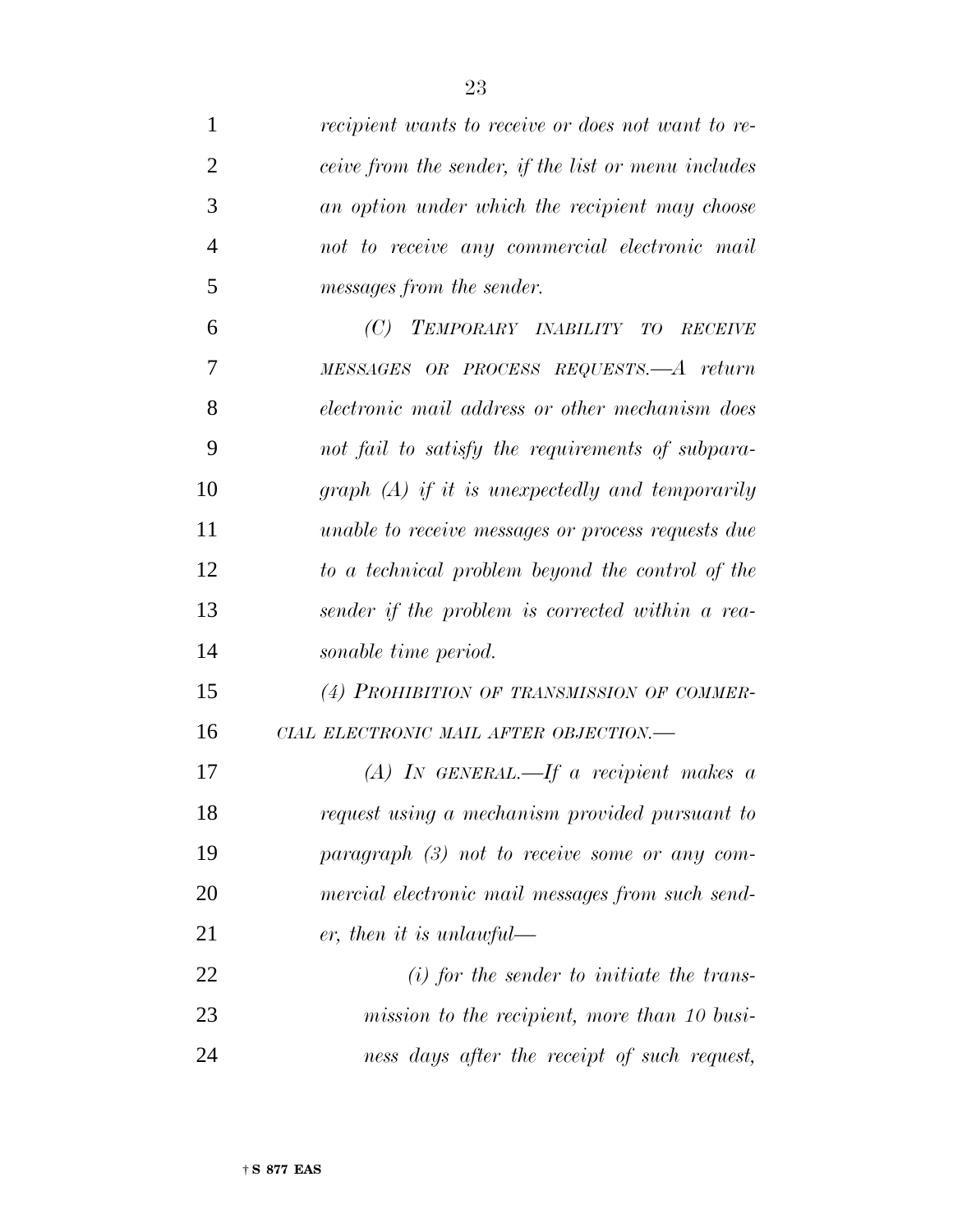*recipient wants to receive or does not want to receive from the sender, if the list or menu includes an option under which the recipient may choose not to receive any commercial electronic mail messages from the sender.*

*(C) TEMPORARY INABILITY TO RECEIVE MESSAGES OR PROCESS REQUESTS.—A return electronic mail address or other mechanism does not fail to satisfy the requirements of subparagraph (A) if it is unexpectedly and temporarily unable to receive messages or process requests due to a technical problem beyond the control of the sender if the problem is corrected within a reasonable time period.*

*(4) PROHIBITION OF TRANSMISSION OF COMMERCIAL ELECTRONIC MAIL AFTER OBJECTION.—*

*(A) IN GENERAL.—If a recipient makes a request using a mechanism provided pursuant to paragraph (3) not to receive some or any commercial electronic mail messages from such sender, then it is unlawful—*

*(i) for the sender to initiate the transmission to the recipient, more than 10 business days after the receipt of such request,*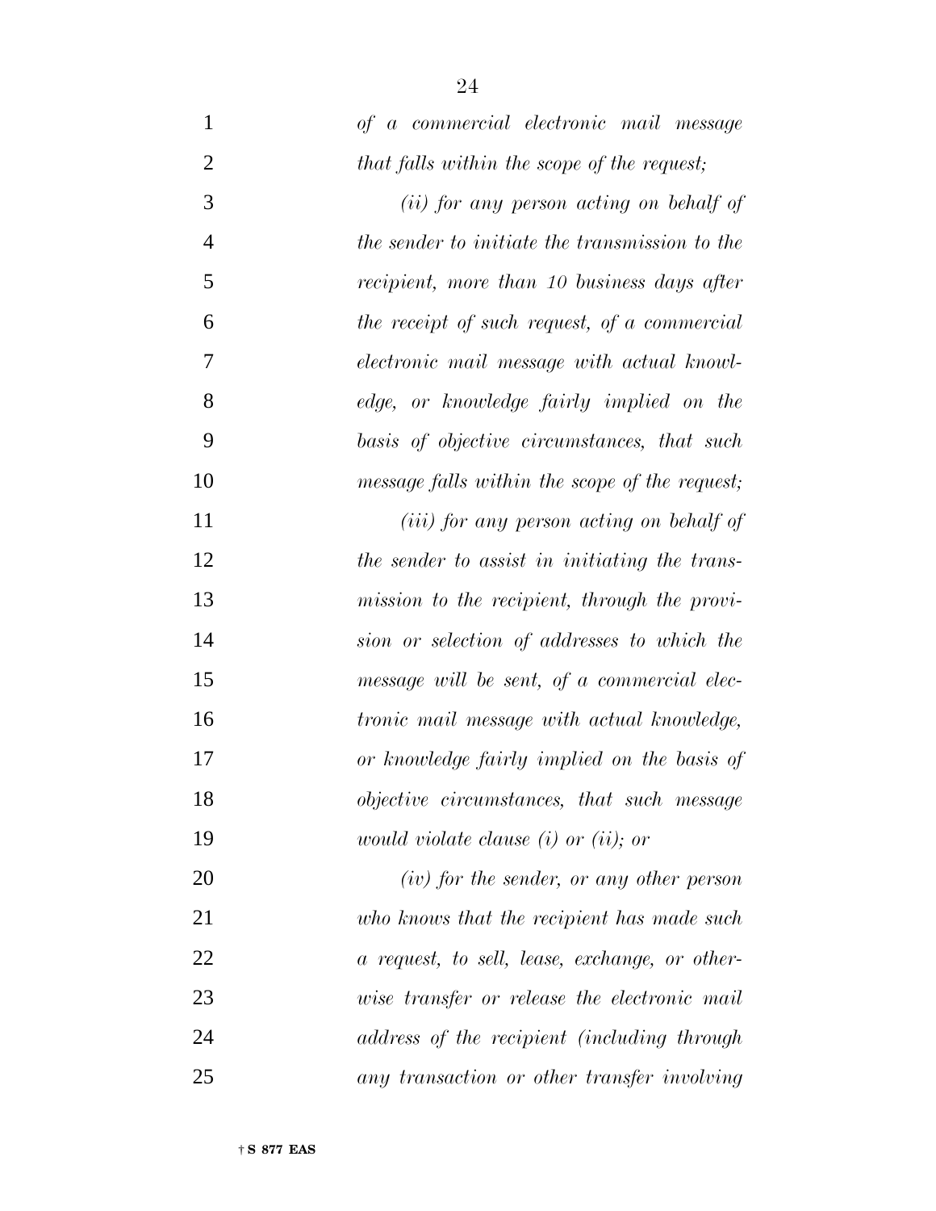*of a commercial electronic mail message that falls within the scope of the request;*

*(ii) for any person acting on behalf of the sender to initiate the transmission to the recipient, more than 10 business days after the receipt of such request, of a commercial electronic mail message with actual knowledge, or knowledge fairly implied on the basis of objective circumstances, that such message falls within the scope of the request;*

*(iii) for any person acting on behalf of the sender to assist in initiating the transmission to the recipient, through the provision or selection of addresses to which the message will be sent, of a commercial electronic mail message with actual knowledge, or knowledge fairly implied on the basis of objective circumstances, that such message would violate clause (i) or (ii); or*

*(iv) for the sender, or any other person who knows that the recipient has made such a request, to sell, lease, exchange, or otherwise transfer or release the electronic mail address of the recipient (including through any transaction or other transfer involving*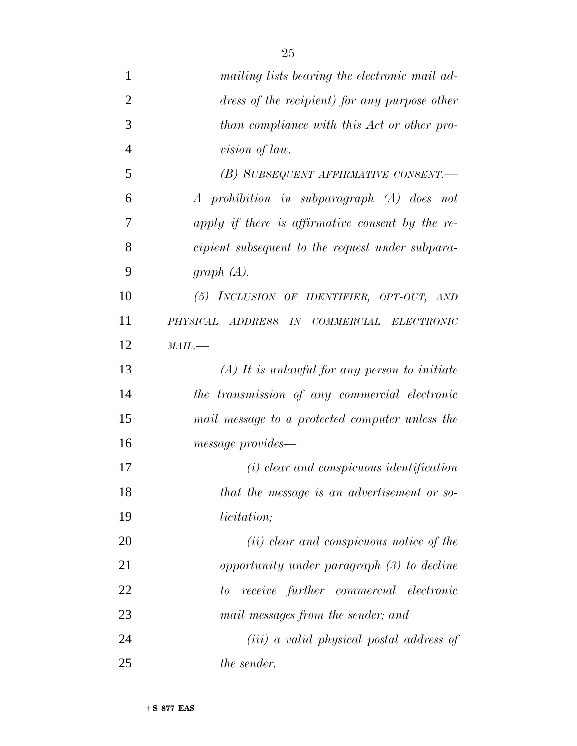*mailing lists bearing the electronic mail address of the recipient) for any purpose other than compliance with this Act or other provision of law.*

*(B) SUBSEQUENT AFFIRMATIVE CONSENT.—A prohibition in subparagraph (A) does not apply if there is affirmative consent by the recipient subsequent to the request under subparagraph (A).*

*(5) INCLUSION OF IDENTIFIER, OPT-OUT, AND PHYSICAL ADDRESS IN COMMERCIAL ELECTRONIC MAIL.—*

*(A) It is unlawful for any person to initiate the transmission of any commercial electronic mail message to a protected computer unless the message provides—*

*(i) clear and conspicuous identification that the message is an advertisement or solicitation;*

*(ii) clear and conspicuous notice of the opportunity under paragraph (3) to decline to receive further commercial electronic mail messages from the sender; and*

*(iii) a valid physical postal address of the sender.*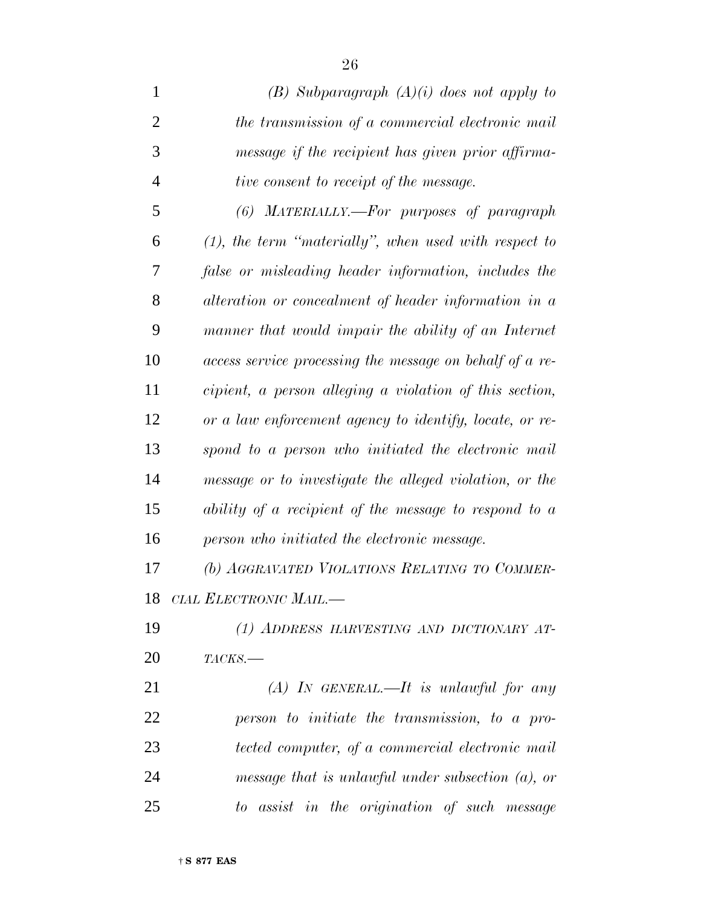*(B) Subparagraph (A)(i) does not apply to the transmission of a commercial electronic mail message if the recipient has given prior affirmative consent to receipt of the message.*

*(6) MATERIALLY.—For purposes of paragraph (1), the term "materially", when used with respect to false or misleading header information, includes the alteration or concealment of header information in a manner that would impair the ability of an Internet access service processing the message on behalf of a recipient, a person alleging a violation of this section, or a law enforcement agency to identify, locate, or respond to a person who initiated the electronic mail message or to investigate the alleged violation, or the ability of a recipient of the message to respond to a person who initiated the electronic message.*

*(b) AGGRAVATED VIOLATIONS RELATING TO COMMERCIAL ELECTRONIC MAIL.—*

*(1) ADDRESS HARVESTING AND DICTIONARY ATTACKS.—*

*(A) IN GENERAL.—It is unlawful for any person to initiate the transmission, to a protected computer, of a commercial electronic mail message that is unlawful under subsection (a), or to assist in the origination of such message*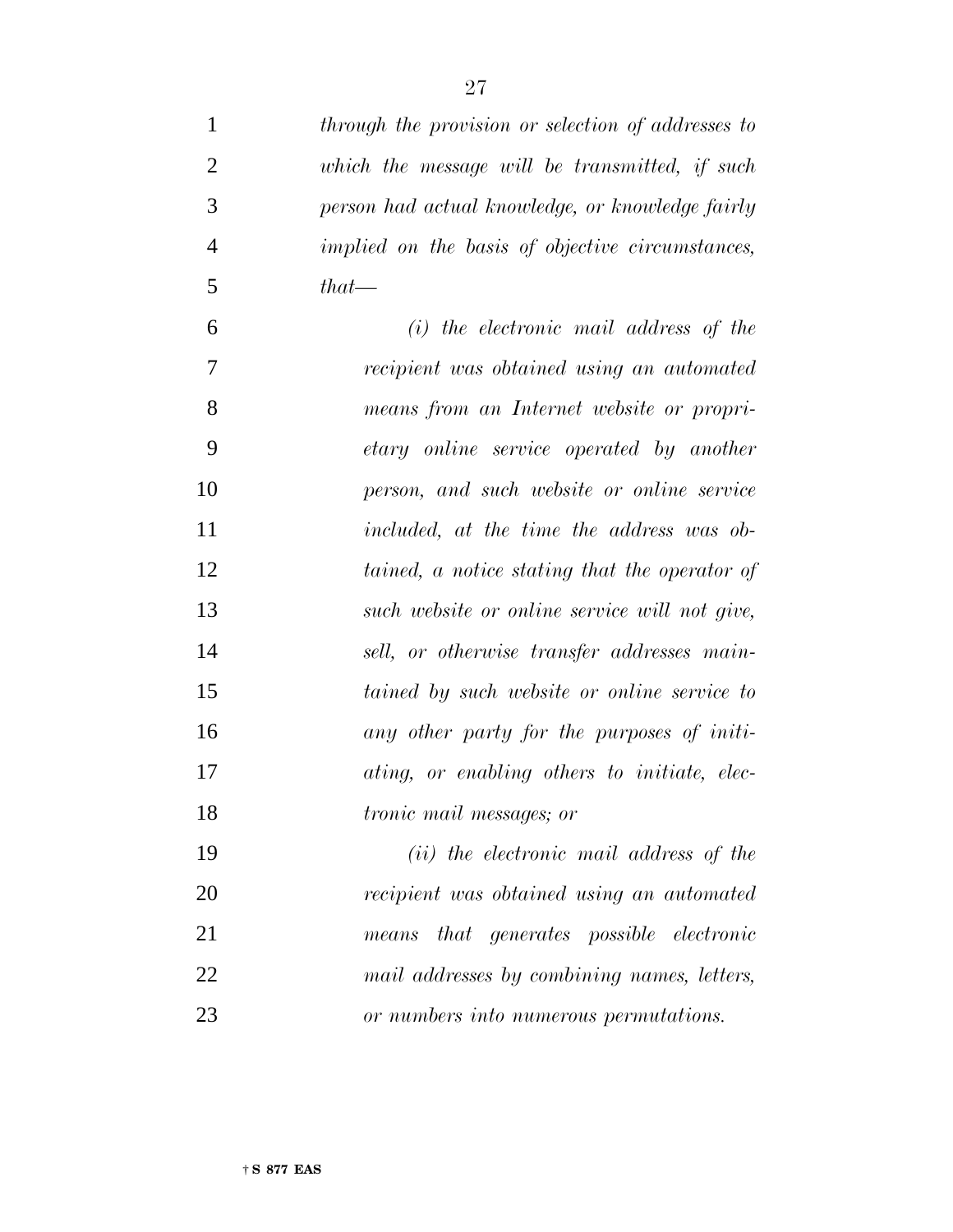*through the provision or selection of addresses to which the message will be transmitted, if such person had actual knowledge, or knowledge fairly implied on the basis of objective circumstances, that—*

*(i) the electronic mail address of the recipient was obtained using an automated means from an Internet website or proprietary online service operated by another person, and such website or online service included, at the time the address was obtained, a notice stating that the operator of such website or online service will not give, sell, or otherwise transfer addresses maintained by such website or online service to any other party for the purposes of initiating, or enabling others to initiate, electronic mail messages; or*

*(ii) the electronic mail address of the recipient was obtained using an automated means that generates possible electronic mail addresses by combining names, letters, or numbers into numerous permutations.*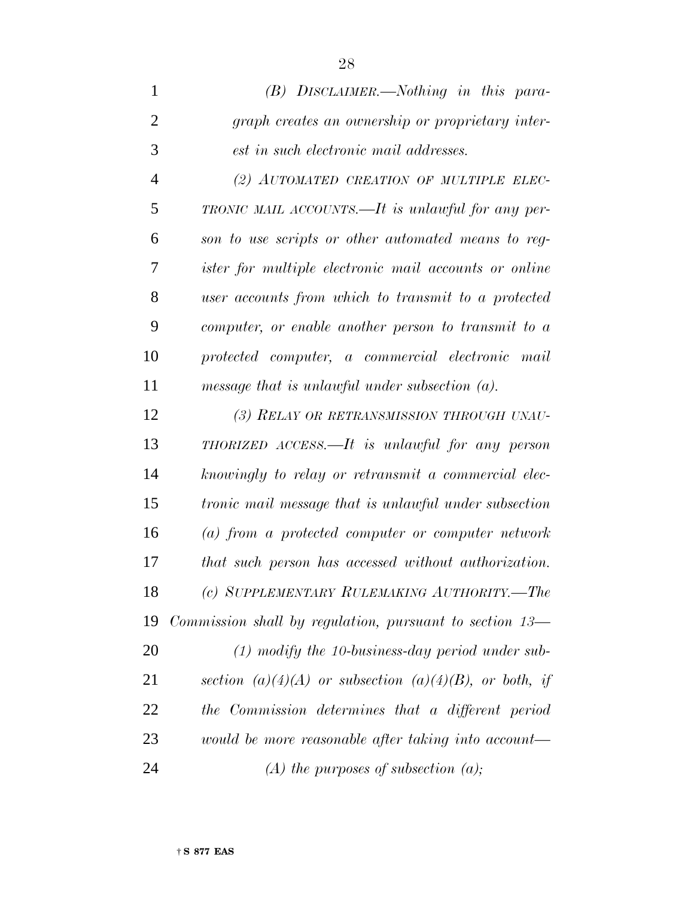*(B) DISCLAIMER.—Nothing in this paragraph creates an ownership or proprietary interest in such electronic mail addresses.*

*(2) AUTOMATED CREATION OF MULTIPLE ELECTRONIC MAIL ACCOUNTS.—It is unlawful for any person to use scripts or other automated means to register for multiple electronic mail accounts or online user accounts from which to transmit to a protected computer, or enable another person to transmit to a protected computer, a commercial electronic mail message that is unlawful under subsection (a).*

*(3) RELAY OR RETRANSMISSION THROUGH UNAUTHORIZED ACCESS.—It is unlawful for any person knowingly to relay or retransmit a commercial electronic mail message that is unlawful under subsection (a) from a protected computer or computer network that such person has accessed without authorization.*

*(c) SUPPLEMENTARY RULEMAKING AUTHORITY.—The Commission shall by regulation, pursuant to section 13—*

*(1) modify the 10-business-day period under subsection (a)(4)(A) or subsection (a)(4)(B), or both, if the Commission determines that a different period would be more reasonable after taking into account—*

*(A) the purposes of subsection (a);*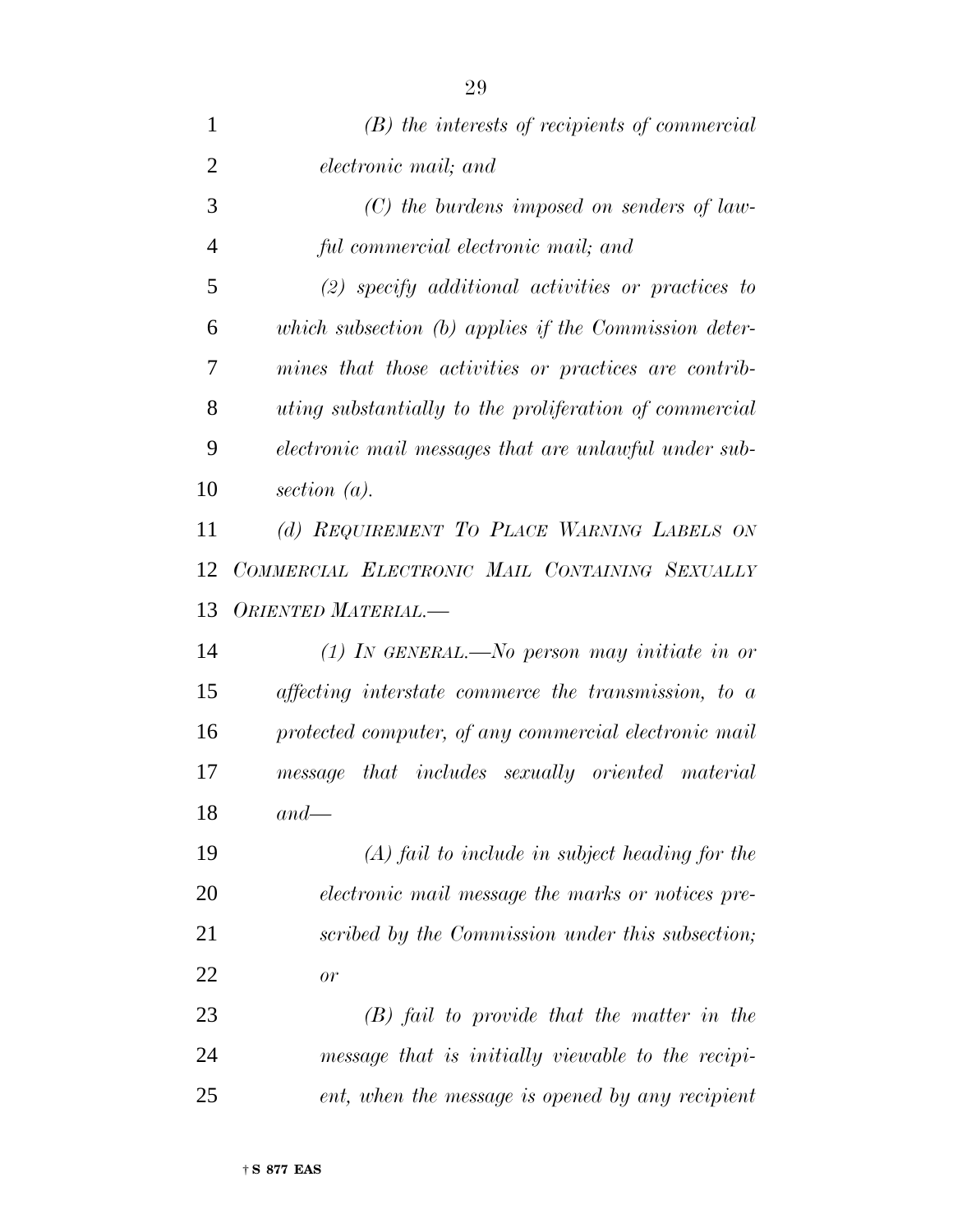*(B) the interests of recipients of commercial electronic mail; and*

*(C) the burdens imposed on senders of lawful commercial electronic mail; and*

*(2) specify additional activities or practices to which subsection (b) applies if the Commission determines that those activities or practices are contributing substantially to the proliferation of commercial electronic mail messages that are unlawful under subsection (a).*

*(d) REQUIREMENT TO PLACE WARNING LABELS ON COMMERCIAL ELECTRONIC MAIL CONTAINING SEXUALLY ORIENTED MATERIAL.—*

*(1) IN GENERAL.—No person may initiate in or affecting interstate commerce the transmission, to a protected computer, of any commercial electronic mail message that includes sexually oriented material and—*

*(A) fail to include in subject heading for the electronic mail message the marks or notices prescribed by the Commission under this subsection; or*

*(B) fail to provide that the matter in the message that is initially viewable to the recipient, when the message is opened by any recipient*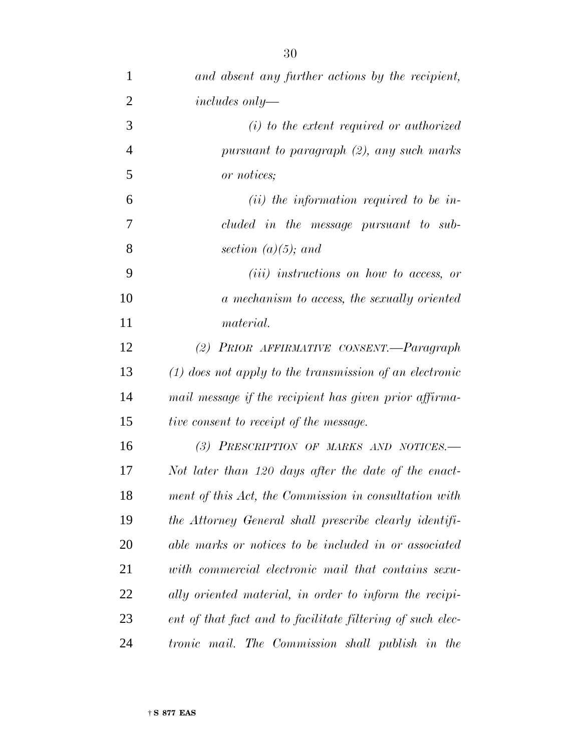*and absent any further actions by the recipient, includes only—*

*(i) to the extent required or authorized pursuant to paragraph (2), any such marks or notices;*

*(ii) the information required to be included in the message pursuant to subsection (a)(5); and*

*(iii) instructions on how to access, or a mechanism to access, the sexually oriented material.*

*(2) PRIOR AFFIRMATIVE CONSENT.—Paragraph (1) does not apply to the transmission of an electronic mail message if the recipient has given prior affirmative consent to receipt of the message.*

*(3) PRESCRIPTION OF MARKS AND NOTICES.—Not later than 120 days after the date of the enactment of this Act, the Commission in consultation with the Attorney General shall prescribe clearly identifiable marks or notices to be included in or associated with commercial electronic mail that contains sexually oriented material, in order to inform the recipient of that fact and to facilitate filtering of such electronic mail. The Commission shall publish in the*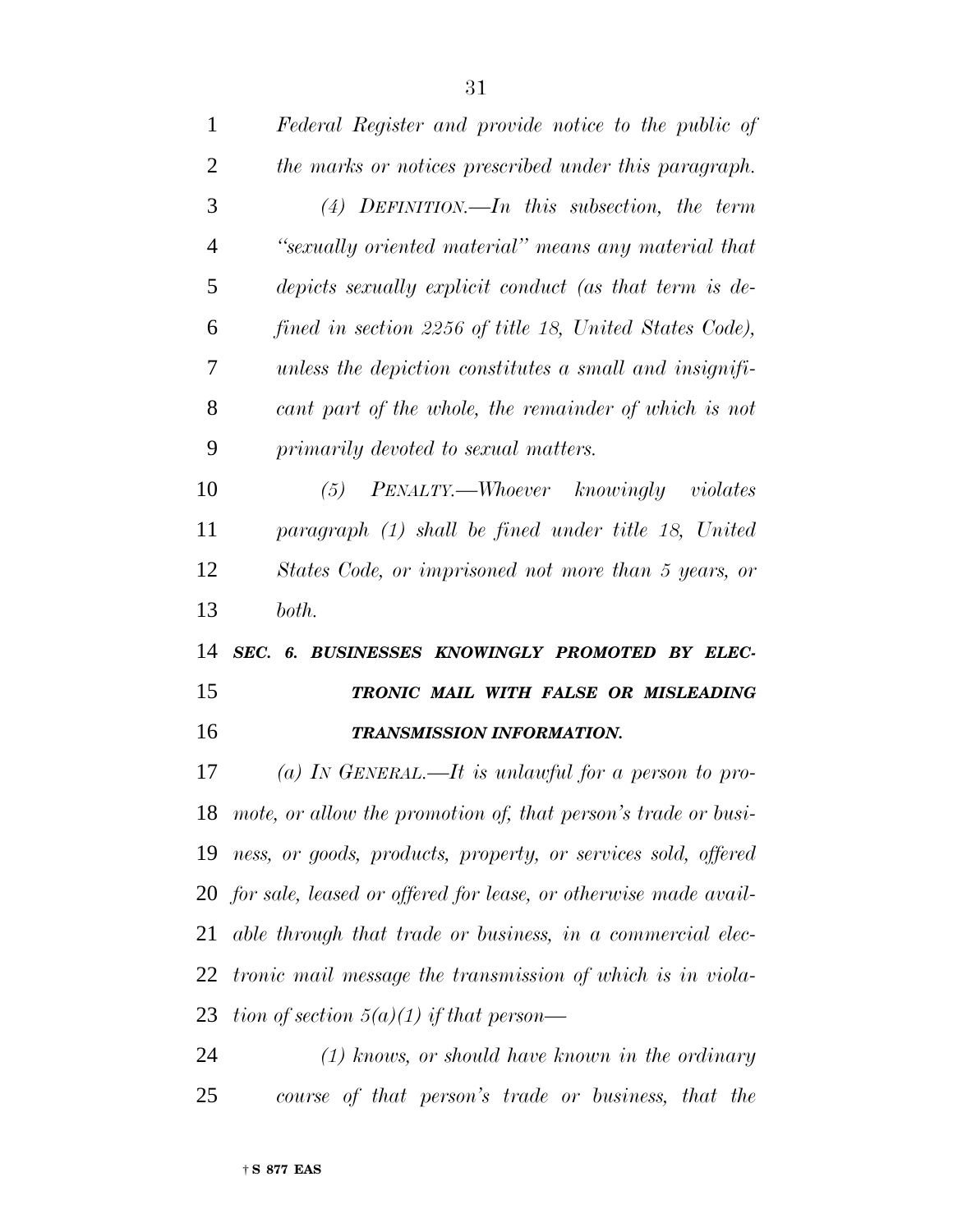*Federal Register and provide notice to the public of the marks or notices prescribed under this paragraph.*

*(4) DEFINITION.—In this subsection, the term "sexually oriented material" means any material that depicts sexually explicit conduct (as that term is defined in section 2256 of title 18, United States Code), unless the depiction constitutes a small and insignificant part of the whole, the remainder of which is not primarily devoted to sexual matters.*

*(5) PENALTY.—Whoever knowingly violates paragraph (1) shall be fined under title 18, United States Code, or imprisoned not more than 5 years, or both.*

***SEC. 6. BUSINESSES KNOWINGLY PROMOTED BY ELECTRONIC MAIL WITH FALSE OR MISLEADING TRANSMISSION INFORMATION.***

*(a) IN GENERAL.—It is unlawful for a person to promote, or allow the promotion of, that person's trade or business, or goods, products, property, or services sold, offered for sale, leased or offered for lease, or otherwise made available through that trade or business, in a commercial electronic mail message the transmission of which is in violation of section 5(a)(1) if that person—*

*(1) knows, or should have known in the ordinary course of that person's trade or business, that the*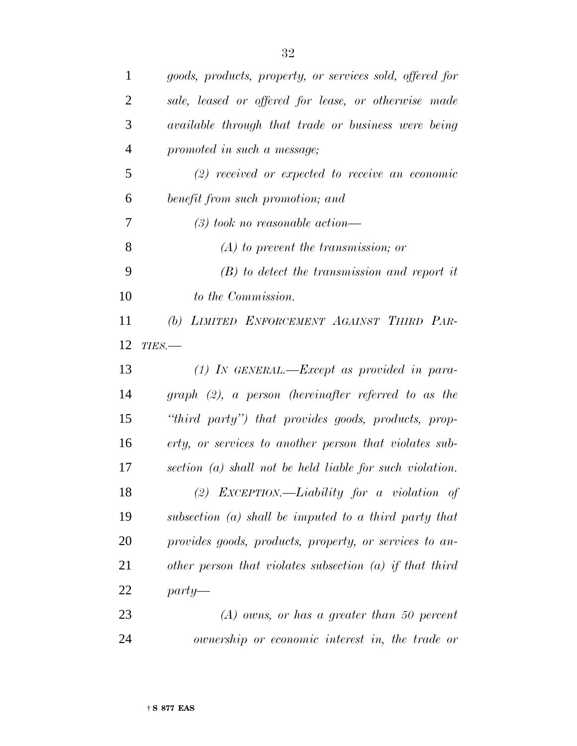*goods, products, property, or services sold, offered for sale, leased or offered for lease, or otherwise made available through that trade or business were being promoted in such a message;*

*(2) received or expected to receive an economic benefit from such promotion; and*

*(3) took no reasonable action—*

*(A) to prevent the transmission; or*

*(B) to detect the transmission and report it to the Commission.*

*(b) LIMITED ENFORCEMENT AGAINST THIRD PARTIES.—*

*(1) IN GENERAL.—Except as provided in paragraph (2), a person (hereinafter referred to as the "third party") that provides goods, products, property, or services to another person that violates subsection (a) shall not be held liable for such violation.*

*(2) EXCEPTION.—Liability for a violation of subsection (a) shall be imputed to a third party that provides goods, products, property, or services to another person that violates subsection (a) if that third party—*

*(A) owns, or has a greater than 50 percent ownership or economic interest in, the trade or*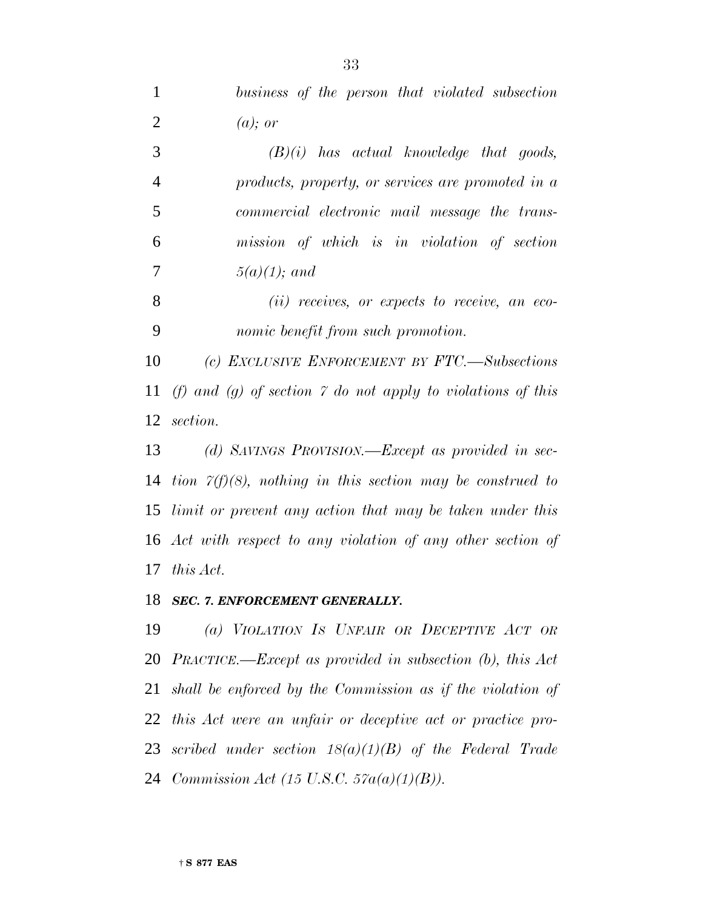*business of the person that violated subsection (a); or*

*(B)(i) has actual knowledge that goods, products, property, or services are promoted in a commercial electronic mail message the transmission of which is in violation of section 5(a)(1); and*

*(ii) receives, or expects to receive, an economic benefit from such promotion.*

*(c) EXCLUSIVE ENFORCEMENT BY FTC.—Subsections (f) and (g) of section 7 do not apply to violations of this section.*

*(d) SAVINGS PROVISION.—Except as provided in section 7(f)(8), nothing in this section may be construed to limit or prevent any action that may be taken under this Act with respect to any violation of any other section of this Act.*

### *SEC. 7. ENFORCEMENT GENERALLY.*

*(a) VIOLATION IS UNFAIR OR DECEPTIVE ACT OR PRACTICE.—Except as provided in subsection (b), this Act shall be enforced by the Commission as if the violation of this Act were an unfair or deceptive act or practice proscribed under section 18(a)(1)(B) of the Federal Trade Commission Act (15 U.S.C. 57a(a)(1)(B)).*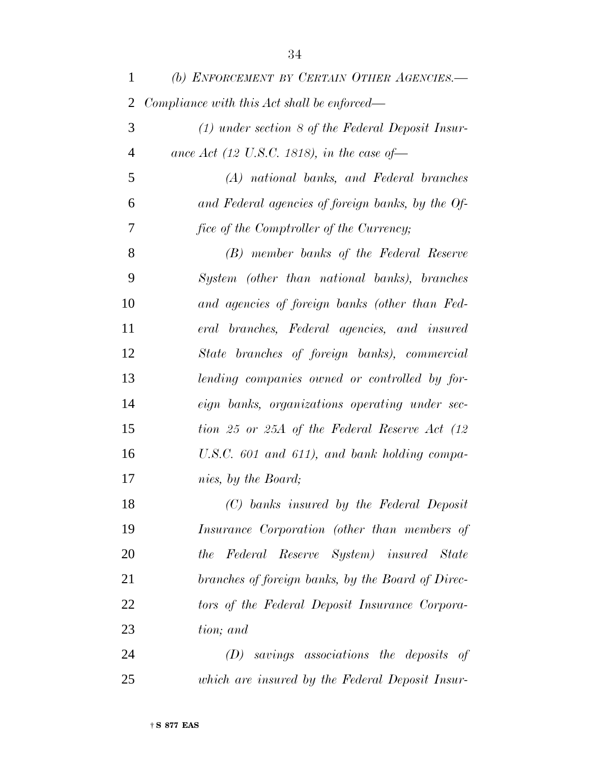*(b) Enforcement by Certain Other Agencies.—* *Compliance with this Act shall be enforced—*

*(1) under section 8 of the Federal Deposit Insurance Act (12 U.S.C. 1818), in the case of—*

*(A) national banks, and Federal branches and Federal agencies of foreign banks, by the Office of the Comptroller of the Currency;*

*(B) member banks of the Federal Reserve System (other than national banks), branches and agencies of foreign banks (other than Federal branches, Federal agencies, and insured State branches of foreign banks), commercial lending companies owned or controlled by foreign banks, organizations operating under section 25 or 25A of the Federal Reserve Act (12 U.S.C. 601 and 611), and bank holding companies, by the Board;*

*(C) banks insured by the Federal Deposit Insurance Corporation (other than members of the Federal Reserve System) insured State branches of foreign banks, by the Board of Directors of the Federal Deposit Insurance Corporation; and*

*(D) savings associations the deposits of which are insured by the Federal Deposit Insur-*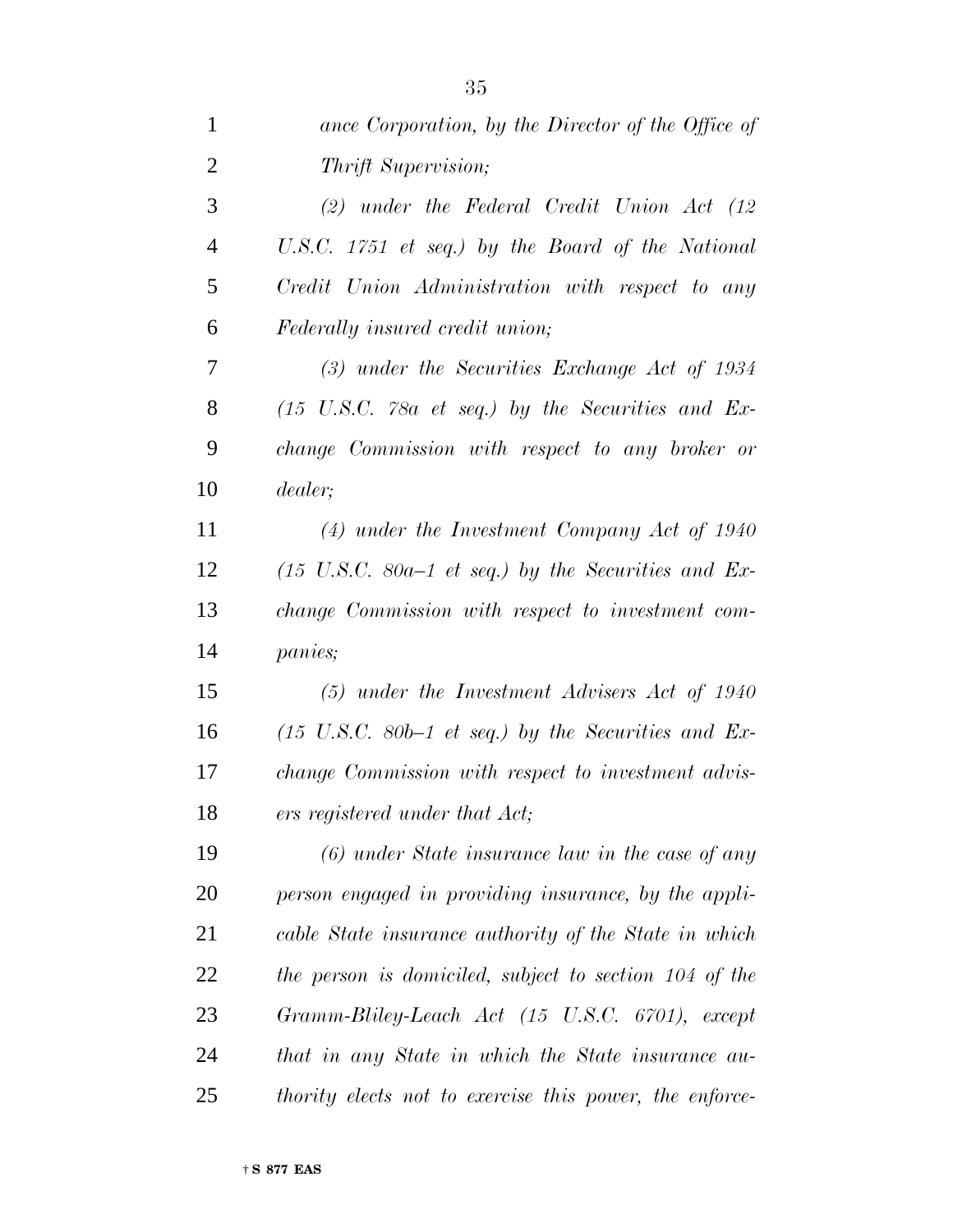*ance Corporation, by the Director of the Office of Thrift Supervision;*

*(2) under the Federal Credit Union Act (12 U.S.C. 1751 et seq.) by the Board of the National Credit Union Administration with respect to any Federally insured credit union;*

*(3) under the Securities Exchange Act of 1934 (15 U.S.C. 78a et seq.) by the Securities and Exchange Commission with respect to any broker or dealer;*

*(4) under the Investment Company Act of 1940 (15 U.S.C. 80a–1 et seq.) by the Securities and Exchange Commission with respect to investment companies;*

*(5) under the Investment Advisers Act of 1940 (15 U.S.C. 80b–1 et seq.) by the Securities and Exchange Commission with respect to investment advisers registered under that Act;*

*(6) under State insurance law in the case of any person engaged in providing insurance, by the applicable State insurance authority of the State in which the person is domiciled, subject to section 104 of the Gramm-Bliley-Leach Act (15 U.S.C. 6701), except that in any State in which the State insurance authority elects not to exercise this power, the enforce-*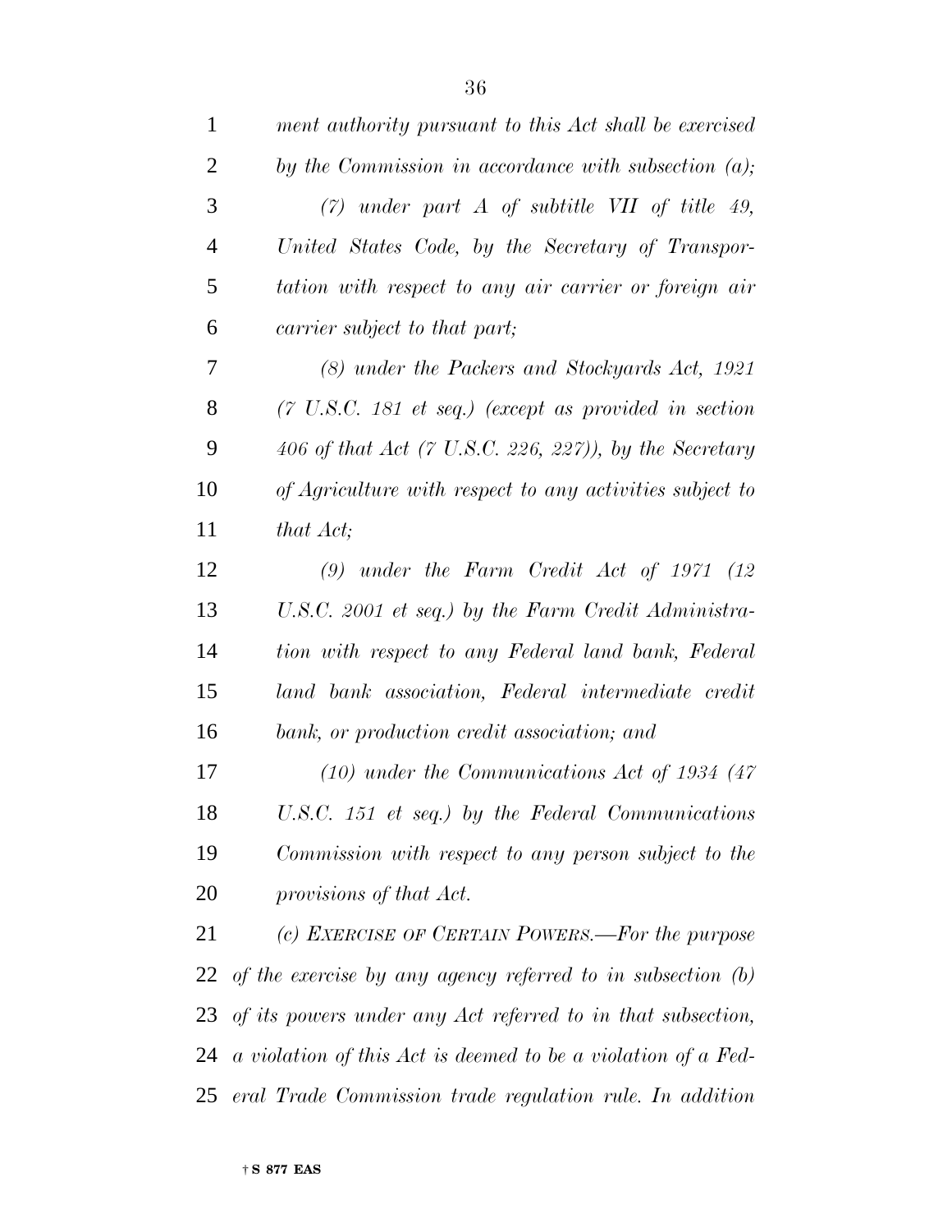*ment authority pursuant to this Act shall be exercised by the Commission in accordance with subsection (a);*

*(7) under part A of subtitle VII of title 49, United States Code, by the Secretary of Transportation with respect to any air carrier or foreign air carrier subject to that part;*

*(8) under the Packers and Stockyards Act, 1921 (7 U.S.C. 181 et seq.) (except as provided in section 406 of that Act (7 U.S.C. 226, 227)), by the Secretary of Agriculture with respect to any activities subject to that Act;*

*(9) under the Farm Credit Act of 1971 (12 U.S.C. 2001 et seq.) by the Farm Credit Administration with respect to any Federal land bank, Federal land bank association, Federal intermediate credit bank, or production credit association; and*

*(10) under the Communications Act of 1934 (47 U.S.C. 151 et seq.) by the Federal Communications Commission with respect to any person subject to the provisions of that Act.*

*(c) EXERCISE OF CERTAIN POWERS.—For the purpose of the exercise by any agency referred to in subsection (b) of its powers under any Act referred to in that subsection, a violation of this Act is deemed to be a violation of a Federal Trade Commission trade regulation rule. In addition*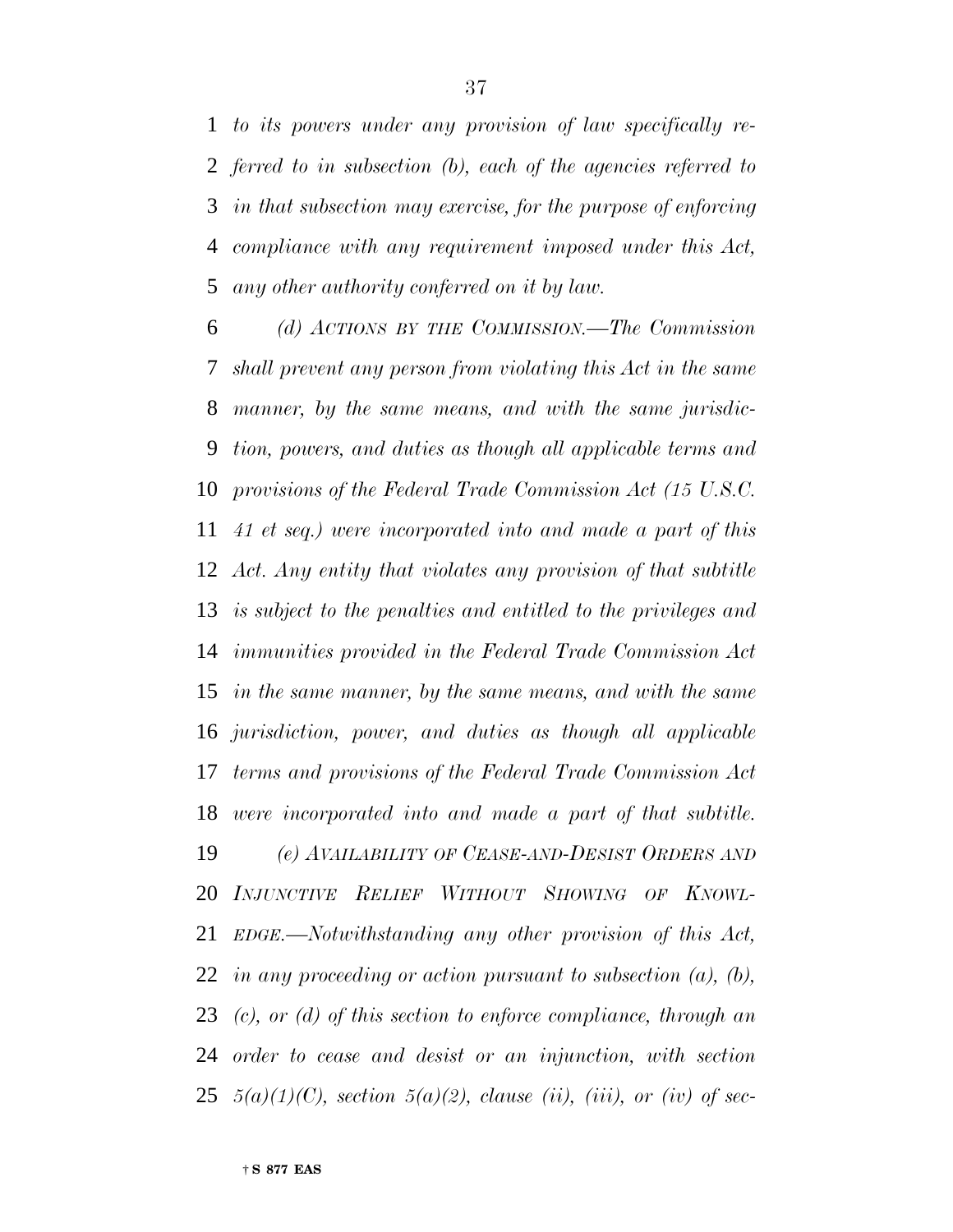*to its powers under any provision of law specifically referred to in subsection (b), each of the agencies referred to in that subsection may exercise, for the purpose of enforcing compliance with any requirement imposed under this Act, any other authority conferred on it by law.*

*(d) ACTIONS BY THE COMMISSION.—The Commission shall prevent any person from violating this Act in the same manner, by the same means, and with the same jurisdiction, powers, and duties as though all applicable terms and provisions of the Federal Trade Commission Act (15 U.S.C. 41 et seq.) were incorporated into and made a part of this Act. Any entity that violates any provision of that subtitle is subject to the penalties and entitled to the privileges and immunities provided in the Federal Trade Commission Act in the same manner, by the same means, and with the same jurisdiction, power, and duties as though all applicable terms and provisions of the Federal Trade Commission Act were incorporated into and made a part of that subtitle.*

*(e) AVAILABILITY OF CEASE-AND-DESIST ORDERS AND INJUNCTIVE RELIEF WITHOUT SHOWING OF KNOWLEDGE.—Notwithstanding any other provision of this Act, in any proceeding or action pursuant to subsection (a), (b), (c), or (d) of this section to enforce compliance, through an order to cease and desist or an injunction, with section 5(a)(1)(C), section 5(a)(2), clause (ii), (iii), or (iv) of sec-*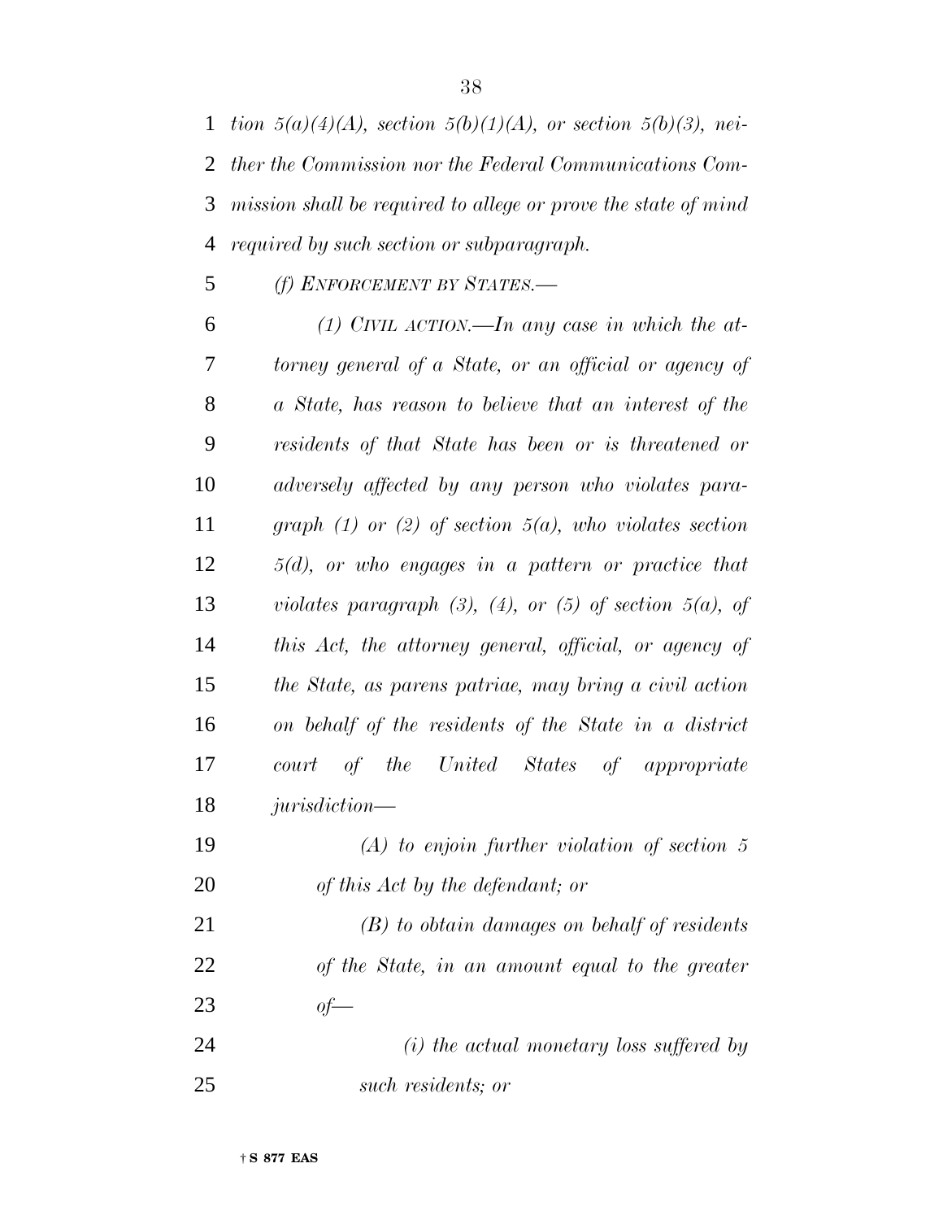*tion 5(a)(4)(A), section 5(b)(1)(A), or section 5(b)(3), neither the Commission nor the Federal Communications Commission shall be required to allege or prove the state of mind required by such section or subparagraph.*

*(f) ENFORCEMENT BY STATES.—*

*(1) CIVIL ACTION.—In any case in which the attorney general of a State, or an official or agency of a State, has reason to believe that an interest of the residents of that State has been or is threatened or adversely affected by any person who violates paragraph (1) or (2) of section 5(a), who violates section 5(d), or who engages in a pattern or practice that violates paragraph (3), (4), or (5) of section 5(a), of this Act, the attorney general, official, or agency of the State, as parens patriae, may bring a civil action on behalf of the residents of the State in a district court of the United States of appropriate jurisdiction—*

*(A) to enjoin further violation of section 5 of this Act by the defendant; or*

*(B) to obtain damages on behalf of residents of the State, in an amount equal to the greater of—*

*(i) the actual monetary loss suffered by such residents; or*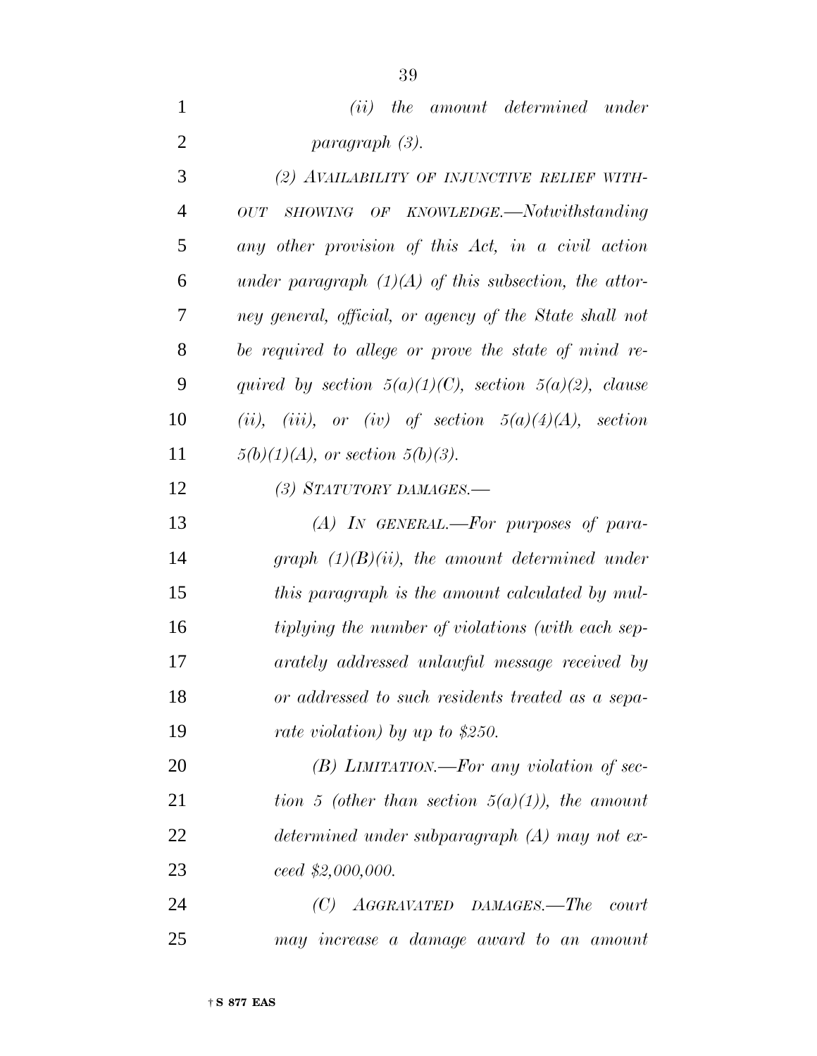*(ii) the amount determined under paragraph (3).*

*(2) AVAILABILITY OF INJUNCTIVE RELIEF WITHOUT SHOWING OF KNOWLEDGE.—Notwithstanding any other provision of this Act, in a civil action under paragraph (1)(A) of this subsection, the attorney general, official, or agency of the State shall not be required to allege or prove the state of mind required by section 5(a)(1)(C), section 5(a)(2), clause (ii), (iii), or (iv) of section 5(a)(4)(A), section 5(b)(1)(A), or section 5(b)(3).*

*(3) STATUTORY DAMAGES.—*

*(A) IN GENERAL.—For purposes of paragraph (1)(B)(ii), the amount determined under this paragraph is the amount calculated by multiplying the number of violations (with each separately addressed unlawful message received by or addressed to such residents treated as a separate violation) by up to $250.*

*(B) LIMITATION.—For any violation of section 5 (other than section 5(a)(1)), the amount determined under subparagraph (A) may not exceed $2,000,000.*

*(C) AGGRAVATED DAMAGES.—The court may increase a damage award to an amount*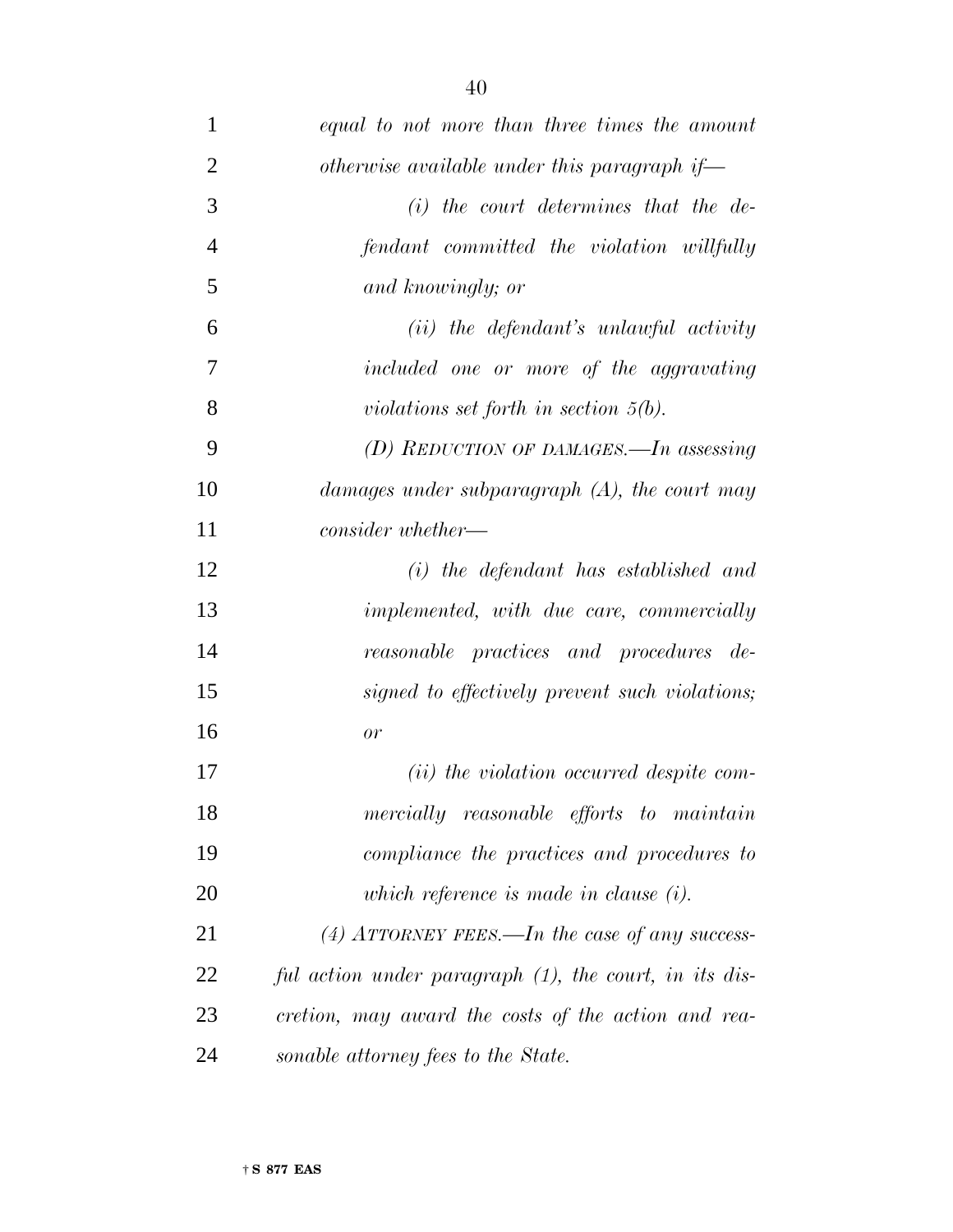*equal to not more than three times the amount otherwise available under this paragraph if—*

*(i) the court determines that the defendant committed the violation willfully and knowingly; or*

*(ii) the defendant's unlawful activity included one or more of the aggravating violations set forth in section 5(b).*

*(D) REDUCTION OF DAMAGES.—In assessing damages under subparagraph (A), the court may consider whether—*

*(i) the defendant has established and implemented, with due care, commercially reasonable practices and procedures designed to effectively prevent such violations; or*

*(ii) the violation occurred despite commercially reasonable efforts to maintain compliance the practices and procedures to which reference is made in clause (i).*

*(4) ATTORNEY FEES.—In the case of any successful action under paragraph (1), the court, in its discretion, may award the costs of the action and reasonable attorney fees to the State.*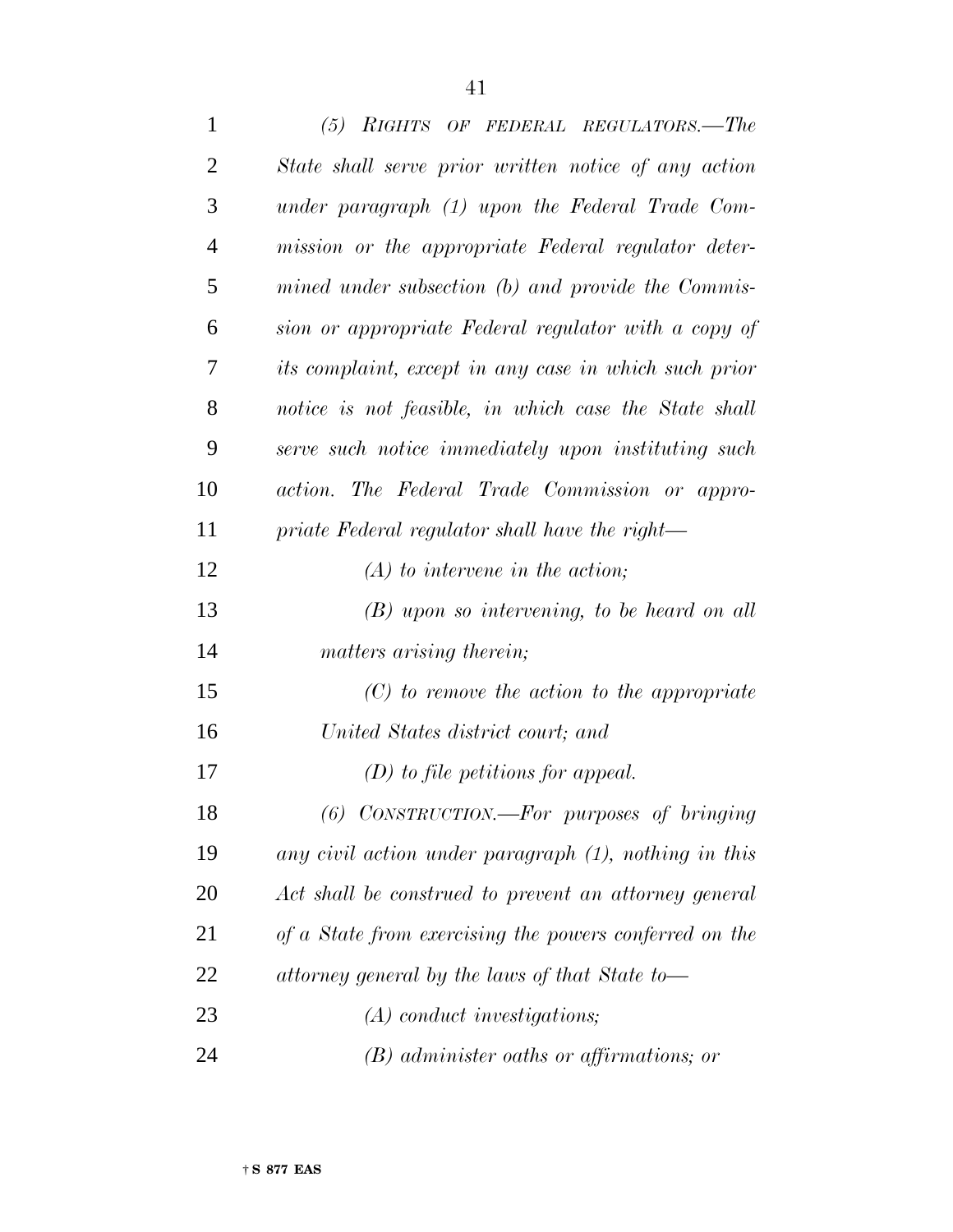*(5) RIGHTS OF FEDERAL REGULATORS.—The State shall serve prior written notice of any action under paragraph (1) upon the Federal Trade Commission or the appropriate Federal regulator determined under subsection (b) and provide the Commission or appropriate Federal regulator with a copy of its complaint, except in any case in which such prior notice is not feasible, in which case the State shall serve such notice immediately upon instituting such action. The Federal Trade Commission or appropriate Federal regulator shall have the right—*

*(A) to intervene in the action;*

*(B) upon so intervening, to be heard on all matters arising therein;*

*(C) to remove the action to the appropriate United States district court; and*

*(D) to file petitions for appeal.*

*(6) CONSTRUCTION.—For purposes of bringing any civil action under paragraph (1), nothing in this Act shall be construed to prevent an attorney general of a State from exercising the powers conferred on the attorney general by the laws of that State to—*

*(A) conduct investigations;*

*(B) administer oaths or affirmations; or*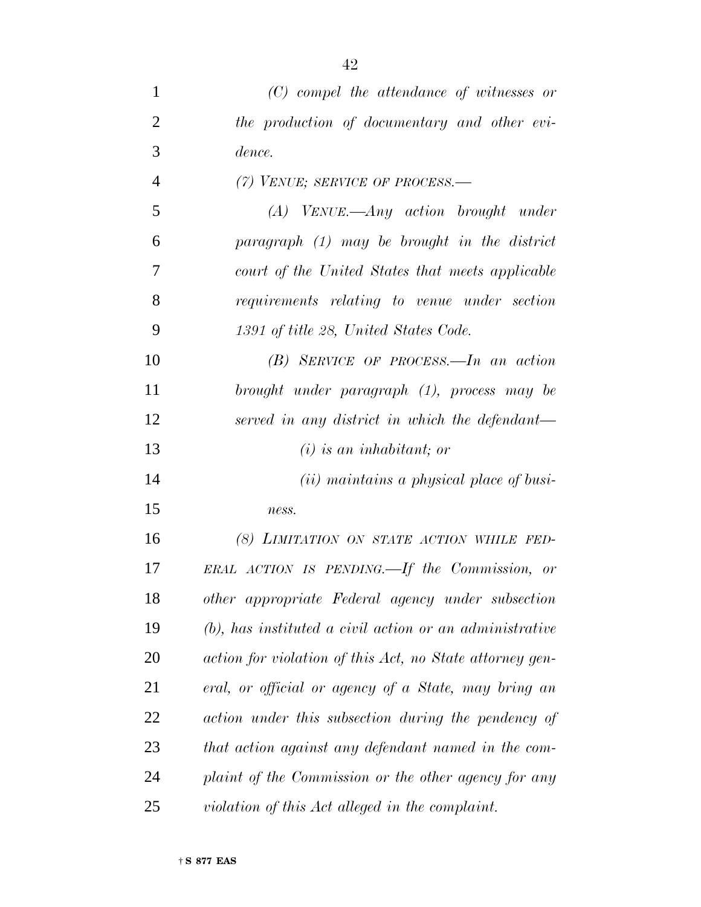*(C) compel the attendance of witnesses or the production of documentary and other evidence.*

*(7) VENUE; SERVICE OF PROCESS.—*

*(A) VENUE.—Any action brought under paragraph (1) may be brought in the district court of the United States that meets applicable requirements relating to venue under section 1391 of title 28, United States Code.*

*(B) SERVICE OF PROCESS.—In an action brought under paragraph (1), process may be served in any district in which the defendant—*

*(i) is an inhabitant; or*

*(ii) maintains a physical place of business.*

*(8) LIMITATION ON STATE ACTION WHILE FEDERAL ACTION IS PENDING.—If the Commission, or other appropriate Federal agency under subsection (b), has instituted a civil action or an administrative action for violation of this Act, no State attorney general, or official or agency of a State, may bring an action under this subsection during the pendency of that action against any defendant named in the complaint of the Commission or the other agency for any violation of this Act alleged in the complaint.*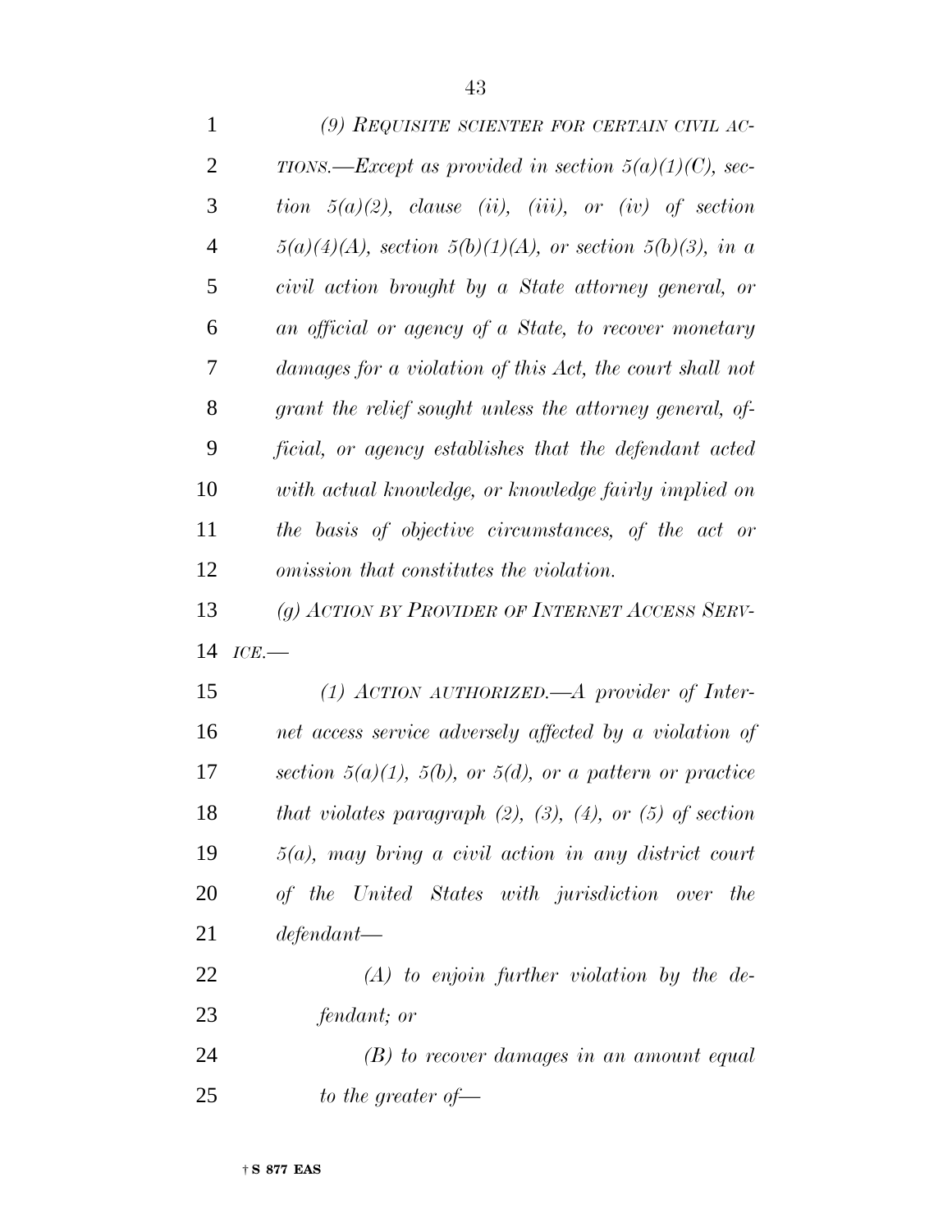*(9) REQUISITE SCIENTER FOR CERTAIN CIVIL ACTIONS.—Except as provided in section 5(a)(1)(C), section 5(a)(2), clause (ii), (iii), or (iv) of section 5(a)(4)(A), section 5(b)(1)(A), or section 5(b)(3), in a civil action brought by a State attorney general, or an official or agency of a State, to recover monetary damages for a violation of this Act, the court shall not grant the relief sought unless the attorney general, official, or agency establishes that the defendant acted with actual knowledge, or knowledge fairly implied on the basis of objective circumstances, of the act or omission that constitutes the violation.*

*(g) ACTION BY PROVIDER OF INTERNET ACCESS SERVICE.—*

*(1) ACTION AUTHORIZED.—A provider of Internet access service adversely affected by a violation of section 5(a)(1), 5(b), or 5(d), or a pattern or practice that violates paragraph (2), (3), (4), or (5) of section 5(a), may bring a civil action in any district court of the United States with jurisdiction over the defendant—*

*(A) to enjoin further violation by the defendant; or*

*(B) to recover damages in an amount equal to the greater of—*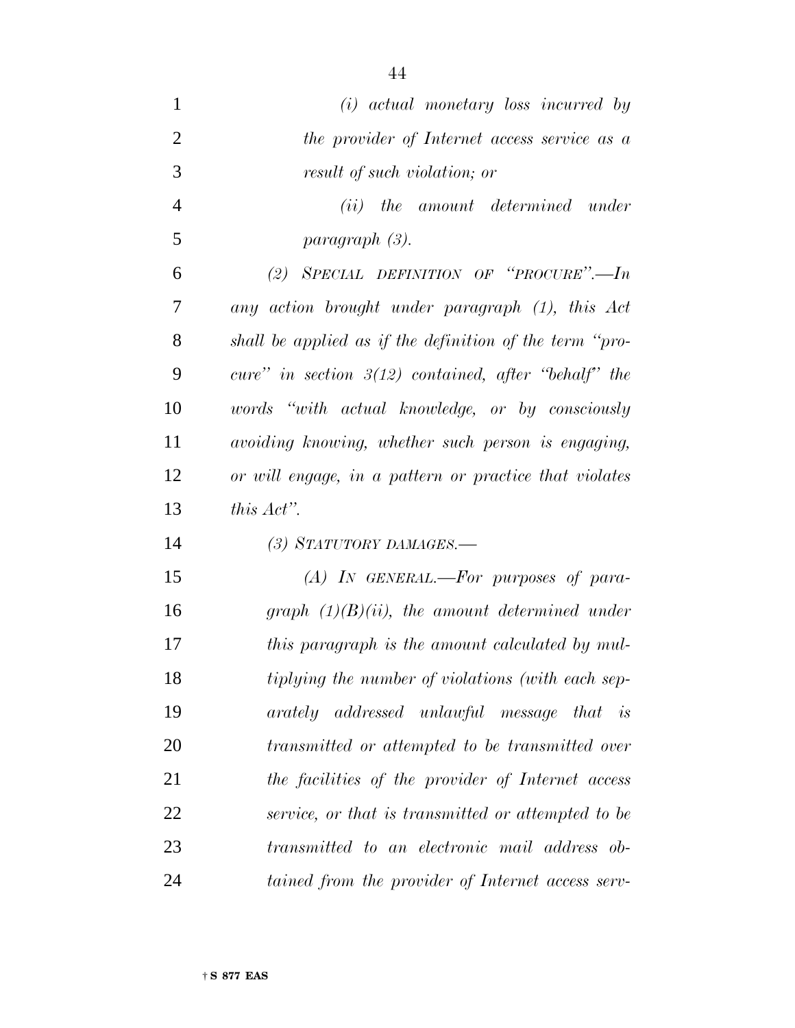*(i) actual monetary loss incurred by the provider of Internet access service as a result of such violation; or*

*(ii) the amount determined under paragraph (3).*

*(2) SPECIAL DEFINITION OF "PROCURE".—In any action brought under paragraph (1), this Act shall be applied as if the definition of the term "procure" in section 3(12) contained, after "behalf" the words "with actual knowledge, or by consciously avoiding knowing, whether such person is engaging, or will engage, in a pattern or practice that violates this Act".*

*(3) STATUTORY DAMAGES.—*

*(A) IN GENERAL.—For purposes of paragraph (1)(B)(ii), the amount determined under this paragraph is the amount calculated by multiplying the number of violations (with each separately addressed unlawful message that is transmitted or attempted to be transmitted over the facilities of the provider of Internet access service, or that is transmitted or attempted to be transmitted to an electronic mail address obtained from the provider of Internet access serv-*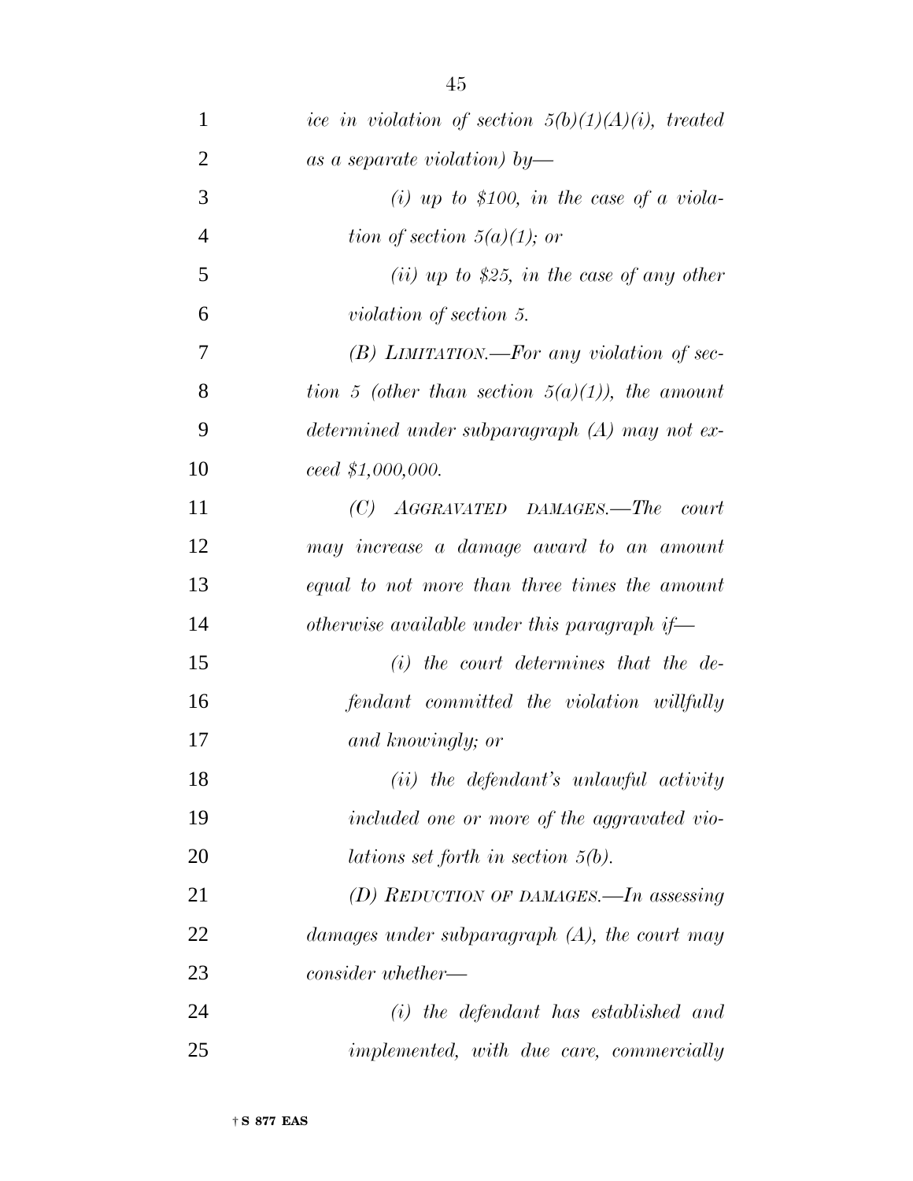*ice in violation of section 5(b)(1)(A)(i), treated as a separate violation) by—*

*(i) up to $100, in the case of a violation of section 5(a)(1); or*

*(ii) up to $25, in the case of any other violation of section 5.*

*(B) LIMITATION.—For any violation of section 5 (other than section 5(a)(1)), the amount determined under subparagraph (A) may not exceed $1,000,000.*

*(C) AGGRAVATED DAMAGES.—The court may increase a damage award to an amount equal to not more than three times the amount otherwise available under this paragraph if—*

*(i) the court determines that the defendant committed the violation willfully and knowingly; or*

*(ii) the defendant's unlawful activity included one or more of the aggravated violations set forth in section 5(b).*

*(D) REDUCTION OF DAMAGES.—In assessing damages under subparagraph (A), the court may consider whether—*

*(i) the defendant has established and implemented, with due care, commercially*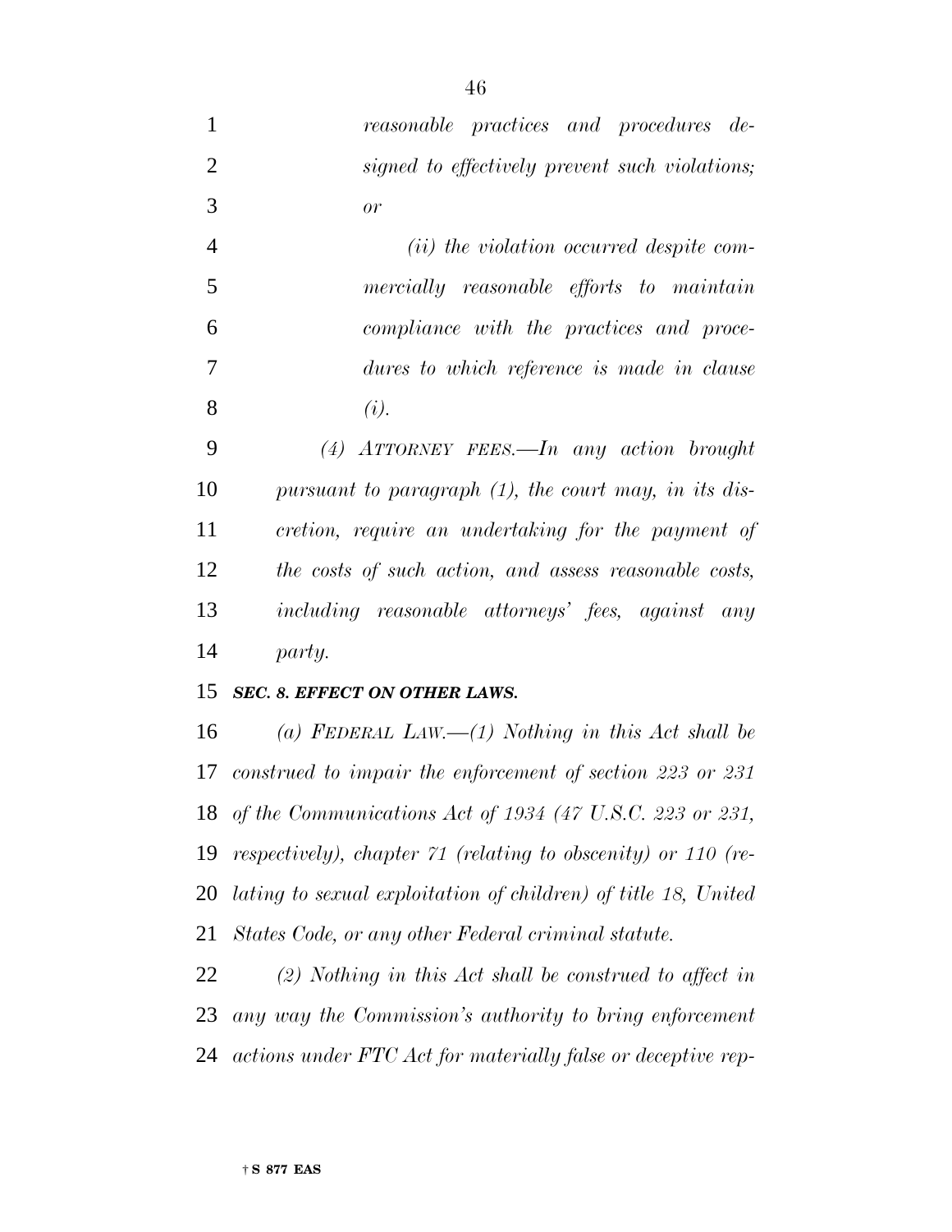*reasonable practices and procedures designed to effectively prevent such violations; or*

*(ii) the violation occurred despite commercially reasonable efforts to maintain compliance with the practices and procedures to which reference is made in clause (i).*

*(4) ATTORNEY FEES.—In any action brought pursuant to paragraph (1), the court may, in its discretion, require an undertaking for the payment of the costs of such action, and assess reasonable costs, including reasonable attorneys' fees, against any party.*

***SEC. 8. EFFECT ON OTHER LAWS.***

*(a) FEDERAL LAW.—(1) Nothing in this Act shall be construed to impair the enforcement of section 223 or 231 of the Communications Act of 1934 (47 U.S.C. 223 or 231, respectively), chapter 71 (relating to obscenity) or 110 (relating to sexual exploitation of children) of title 18, United States Code, or any other Federal criminal statute.*

*(2) Nothing in this Act shall be construed to affect in any way the Commission's authority to bring enforcement actions under FTC Act for materially false or deceptive rep-*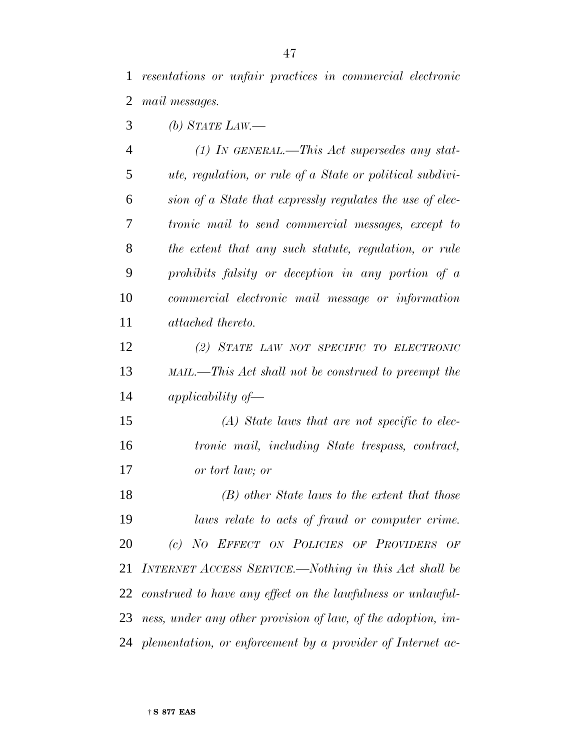*resentations or unfair practices in commercial electronic mail messages.*

*(b) STATE LAW.—*

*(1) IN GENERAL.—This Act supersedes any statute, regulation, or rule of a State or political subdivision of a State that expressly regulates the use of electronic mail to send commercial messages, except to the extent that any such statute, regulation, or rule prohibits falsity or deception in any portion of a commercial electronic mail message or information attached thereto.*

*(2) STATE LAW NOT SPECIFIC TO ELECTRONIC MAIL.—This Act shall not be construed to preempt the applicability of—*

*(A) State laws that are not specific to electronic mail, including State trespass, contract, or tort law; or*

*(B) other State laws to the extent that those laws relate to acts of fraud or computer crime.*

*(c) NO EFFECT ON POLICIES OF PROVIDERS OF INTERNET ACCESS SERVICE.—Nothing in this Act shall be construed to have any effect on the lawfulness or unlawfulness, under any other provision of law, of the adoption, implementation, or enforcement by a provider of Internet ac-*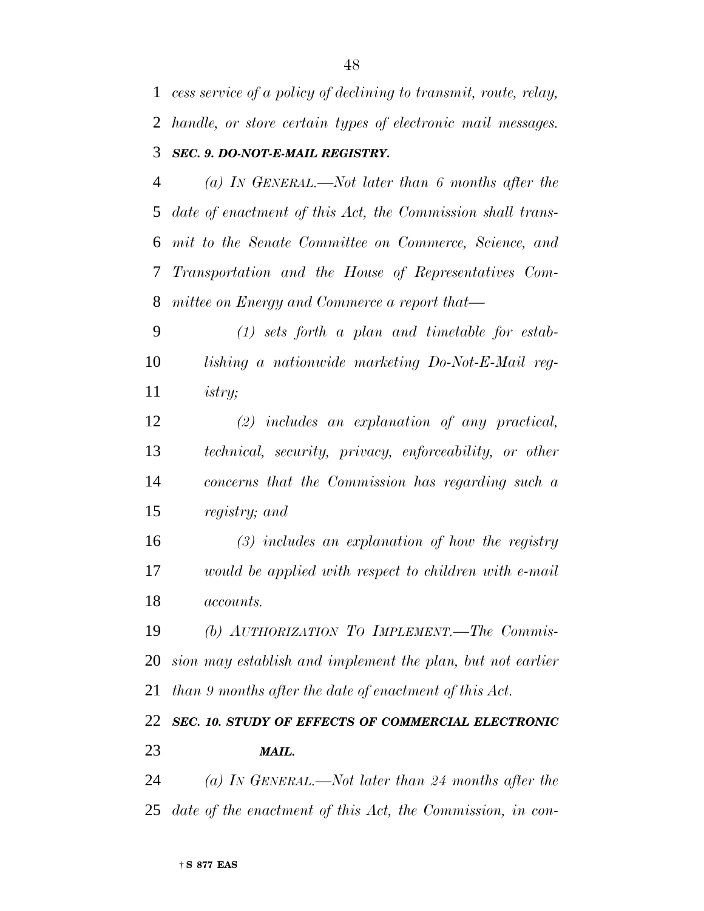*cess service of a policy of declining to transmit, route, relay, handle, or store certain types of electronic mail messages.*

***SEC. 9. DO-NOT-E-MAIL REGISTRY.***

*(a) IN GENERAL.—Not later than 6 months after the date of enactment of this Act, the Commission shall transmit to the Senate Committee on Commerce, Science, and Transportation and the House of Representatives Committee on Energy and Commerce a report that—*

*(1) sets forth a plan and timetable for establishing a nationwide marketing Do-Not-E-Mail registry;*

*(2) includes an explanation of any practical, technical, security, privacy, enforceability, or other concerns that the Commission has regarding such a registry; and*

*(3) includes an explanation of how the registry would be applied with respect to children with e-mail accounts.*

*(b) AUTHORIZATION TO IMPLEMENT.—The Commission may establish and implement the plan, but not earlier than 9 months after the date of enactment of this Act.*

***SEC. 10. STUDY OF EFFECTS OF COMMERCIAL ELECTRONIC MAIL.***

*(a) IN GENERAL.—Not later than 24 months after the date of the enactment of this Act, the Commission, in con-*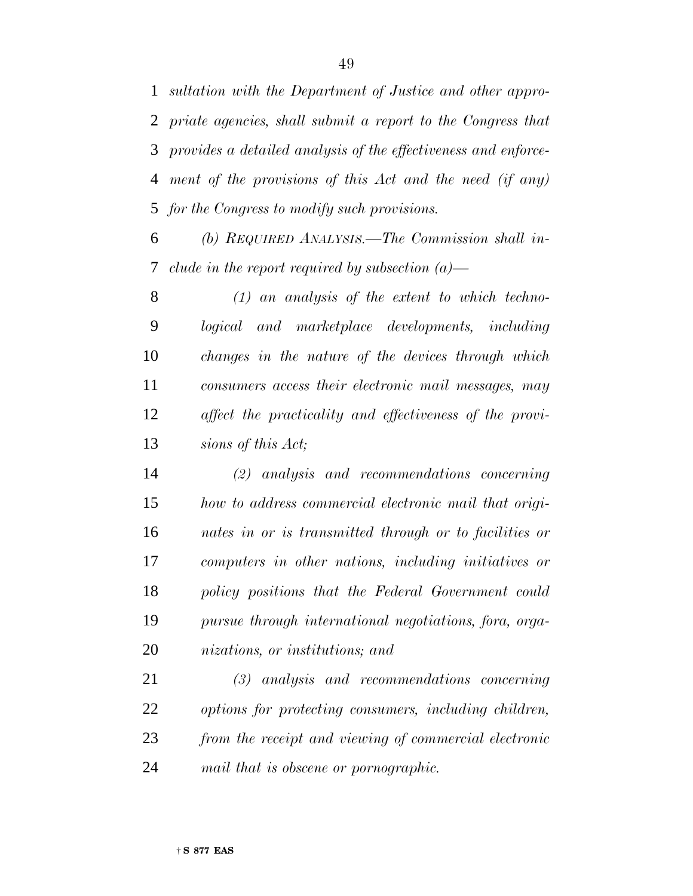*sultation with the Department of Justice and other appropriate agencies, shall submit a report to the Congress that provides a detailed analysis of the effectiveness and enforcement of the provisions of this Act and the need (if any) for the Congress to modify such provisions.*

*(b) REQUIRED ANALYSIS.—The Commission shall include in the report required by subsection (a)—*

*(1) an analysis of the extent to which technological and marketplace developments, including changes in the nature of the devices through which consumers access their electronic mail messages, may affect the practicality and effectiveness of the provisions of this Act;*

*(2) analysis and recommendations concerning how to address commercial electronic mail that originates in or is transmitted through or to facilities or computers in other nations, including initiatives or policy positions that the Federal Government could pursue through international negotiations, fora, organizations, or institutions; and*

*(3) analysis and recommendations concerning options for protecting consumers, including children, from the receipt and viewing of commercial electronic mail that is obscene or pornographic.*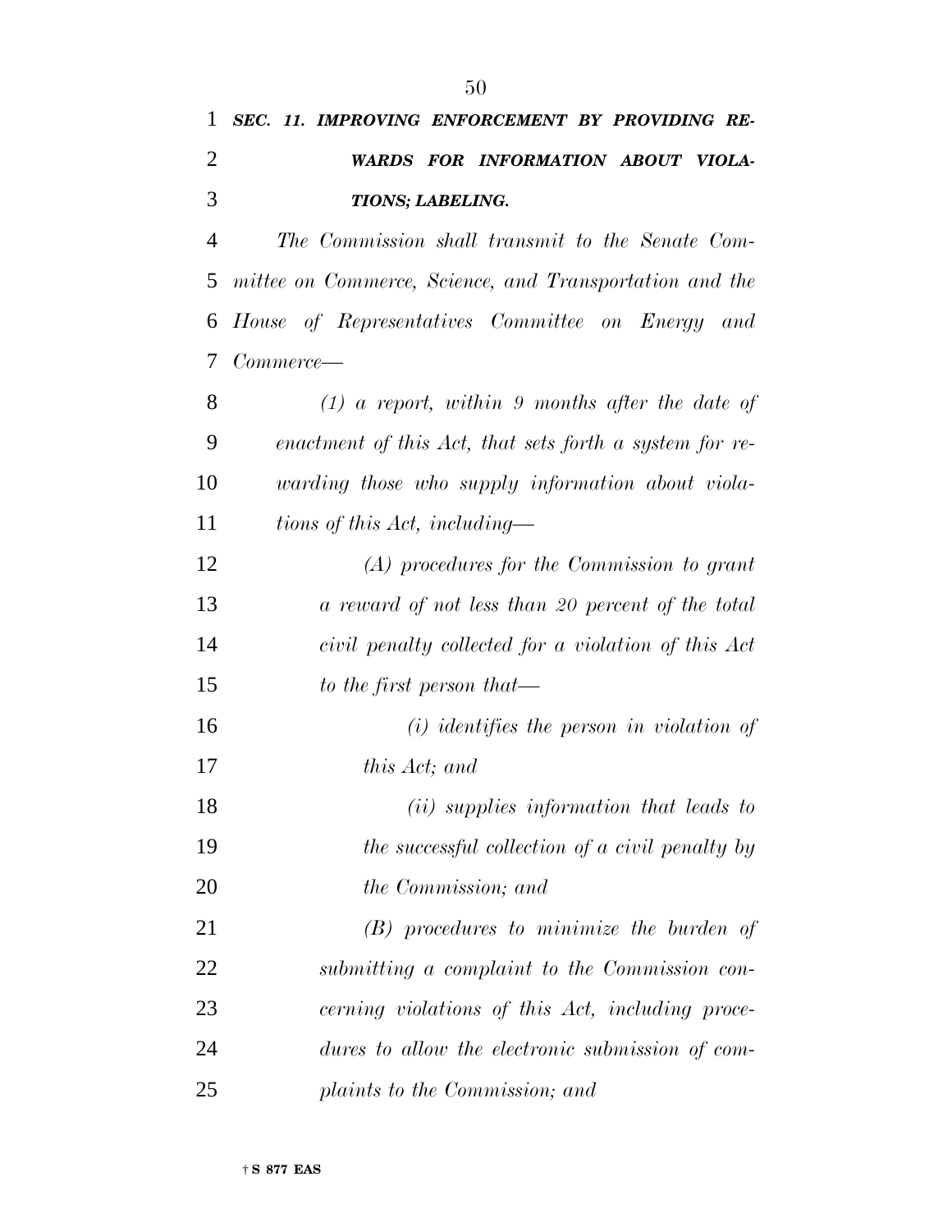***SEC. 11. IMPROVING ENFORCEMENT BY PROVIDING REWARDS FOR INFORMATION ABOUT VIOLATIONS; LABELING.***

*The Commission shall transmit to the Senate Committee on Commerce, Science, and Transportation and the House of Representatives Committee on Energy and Commerce—*

*(1) a report, within 9 months after the date of enactment of this Act, that sets forth a system for rewarding those who supply information about violations of this Act, including—*

*(A) procedures for the Commission to grant a reward of not less than 20 percent of the total civil penalty collected for a violation of this Act to the first person that—*

*(i) identifies the person in violation of this Act; and*

*(ii) supplies information that leads to the successful collection of a civil penalty by the Commission; and*

*(B) procedures to minimize the burden of submitting a complaint to the Commission concerning violations of this Act, including procedures to allow the electronic submission of complaints to the Commission; and*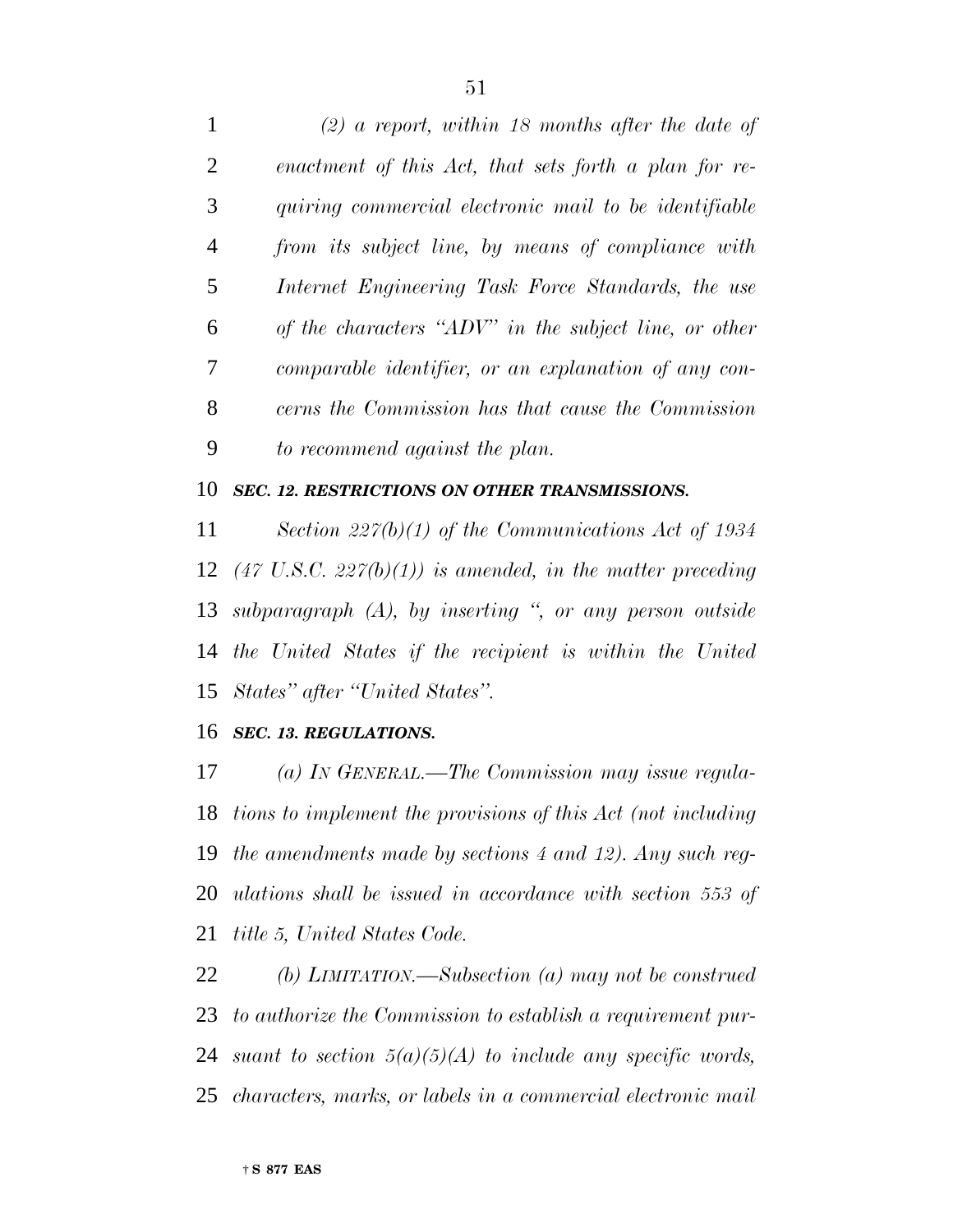*(2) a report, within 18 months after the date of enactment of this Act, that sets forth a plan for requiring commercial electronic mail to be identifiable from its subject line, by means of compliance with Internet Engineering Task Force Standards, the use of the characters "ADV" in the subject line, or other comparable identifier, or an explanation of any concerns the Commission has that cause the Commission to recommend against the plan.*

***SEC. 12. RESTRICTIONS ON OTHER TRANSMISSIONS.***

*Section 227(b)(1) of the Communications Act of 1934 (47 U.S.C. 227(b)(1)) is amended, in the matter preceding subparagraph (A), by inserting ", or any person outside the United States if the recipient is within the United States" after "United States".*

***SEC. 13. REGULATIONS.***

*(a) IN GENERAL.—The Commission may issue regulations to implement the provisions of this Act (not including the amendments made by sections 4 and 12). Any such regulations shall be issued in accordance with section 553 of title 5, United States Code.*

*(b) LIMITATION.—Subsection (a) may not be construed to authorize the Commission to establish a requirement pursuant to section 5(a)(5)(A) to include any specific words, characters, marks, or labels in a commercial electronic mail*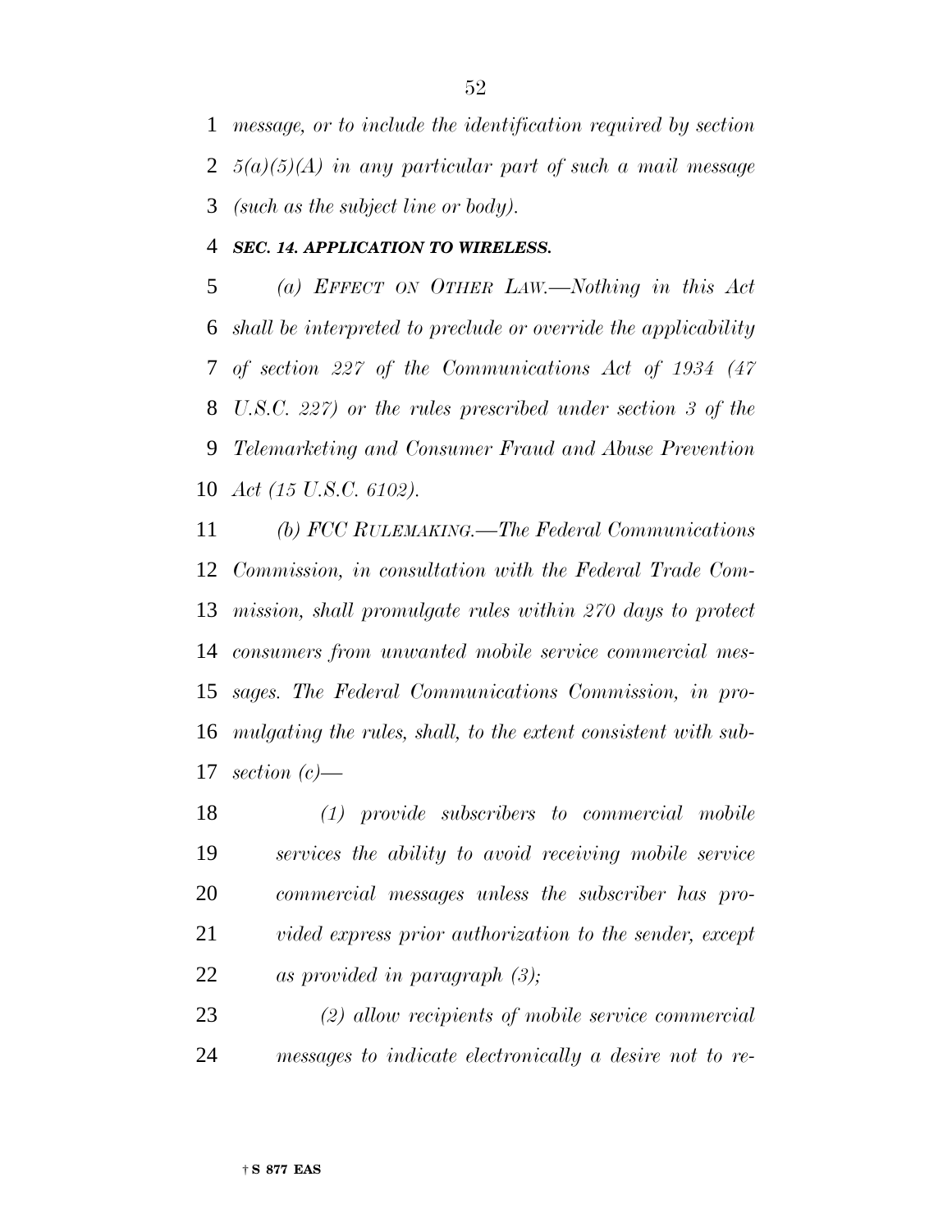*message, or to include the identification required by section 5(a)(5)(A) in any particular part of such a mail message (such as the subject line or body).*

***SEC. 14. APPLICATION TO WIRELESS.***

*(a) EFFECT ON OTHER LAW.—Nothing in this Act shall be interpreted to preclude or override the applicability of section 227 of the Communications Act of 1934 (47 U.S.C. 227) or the rules prescribed under section 3 of the Telemarketing and Consumer Fraud and Abuse Prevention Act (15 U.S.C. 6102).*

*(b) FCC RULEMAKING.—The Federal Communications Commission, in consultation with the Federal Trade Commission, shall promulgate rules within 270 days to protect consumers from unwanted mobile service commercial messages. The Federal Communications Commission, in promulgating the rules, shall, to the extent consistent with subsection (c)—*

*(1) provide subscribers to commercial mobile services the ability to avoid receiving mobile service commercial messages unless the subscriber has provided express prior authorization to the sender, except as provided in paragraph (3);*

*(2) allow recipients of mobile service commercial messages to indicate electronically a desire not to re-*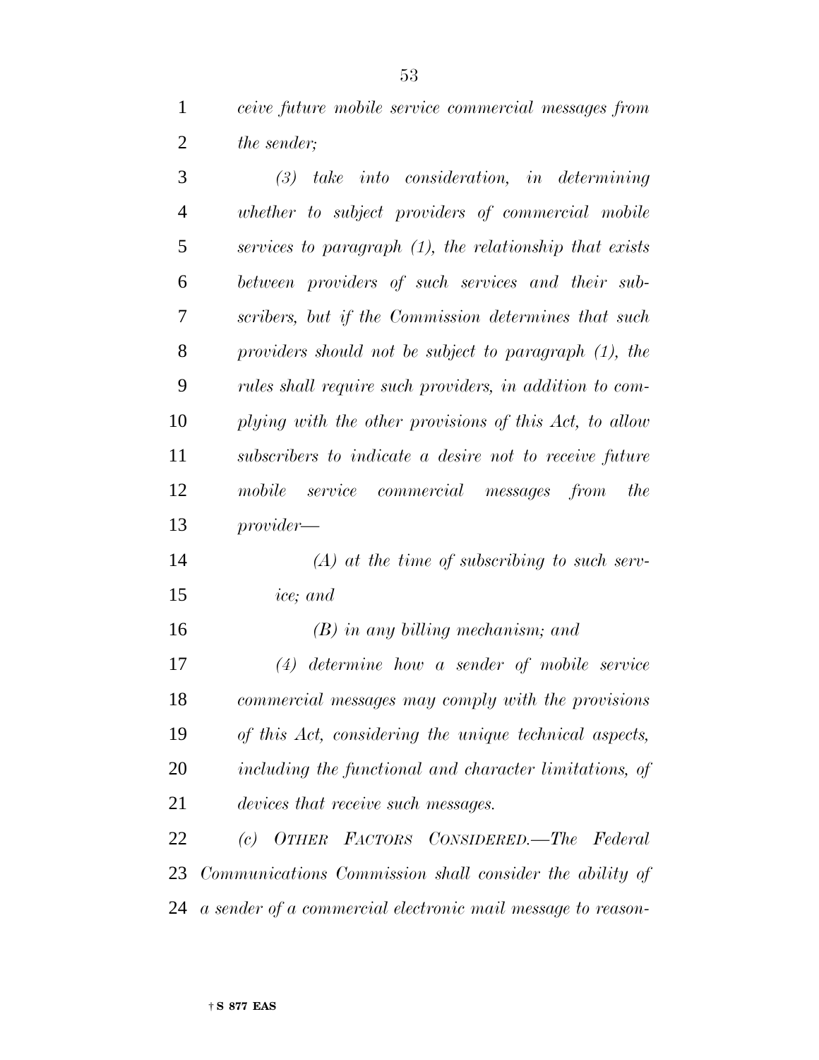*ceive future mobile service commercial messages from the sender;*

*(3) take into consideration, in determining whether to subject providers of commercial mobile services to paragraph (1), the relationship that exists between providers of such services and their subscribers, but if the Commission determines that such providers should not be subject to paragraph (1), the rules shall require such providers, in addition to complying with the other provisions of this Act, to allow subscribers to indicate a desire not to receive future mobile service commercial messages from the provider—*

*(A) at the time of subscribing to such service; and*

*(B) in any billing mechanism; and*

*(4) determine how a sender of mobile service commercial messages may comply with the provisions of this Act, considering the unique technical aspects, including the functional and character limitations, of devices that receive such messages.*

*(c) OTHER FACTORS CONSIDERED.—The Federal Communications Commission shall consider the ability of a sender of a commercial electronic mail message to reason-*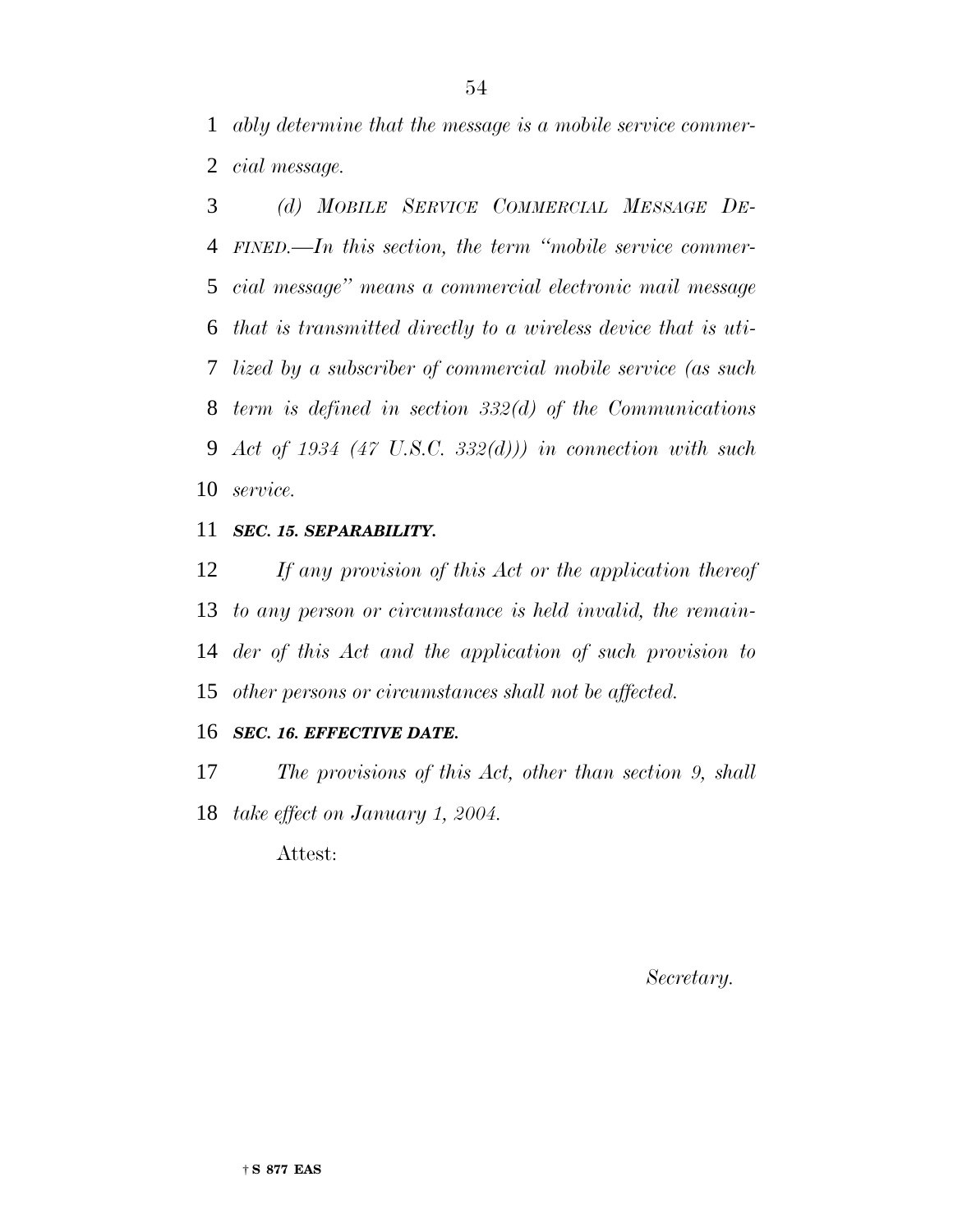*ably determine that the message is a mobile service commercial message.*

*(d) MOBILE SERVICE COMMERCIAL MESSAGE DEFINED.—In this section, the term "mobile service commercial message" means a commercial electronic mail message that is transmitted directly to a wireless device that is utilized by a subscriber of commercial mobile service (as such term is defined in section 332(d) of the Communications Act of 1934 (47 U.S.C. 332(d))) in connection with such service.*

***SEC. 15. SEPARABILITY.***

*If any provision of this Act or the application thereof to any person or circumstance is held invalid, the remainder of this Act and the application of such provision to other persons or circumstances shall not be affected.*

***SEC. 16. EFFECTIVE DATE.***

*The provisions of this Act, other than section 9, shall take effect on January 1, 2004.*

Attest:

*Secretary.*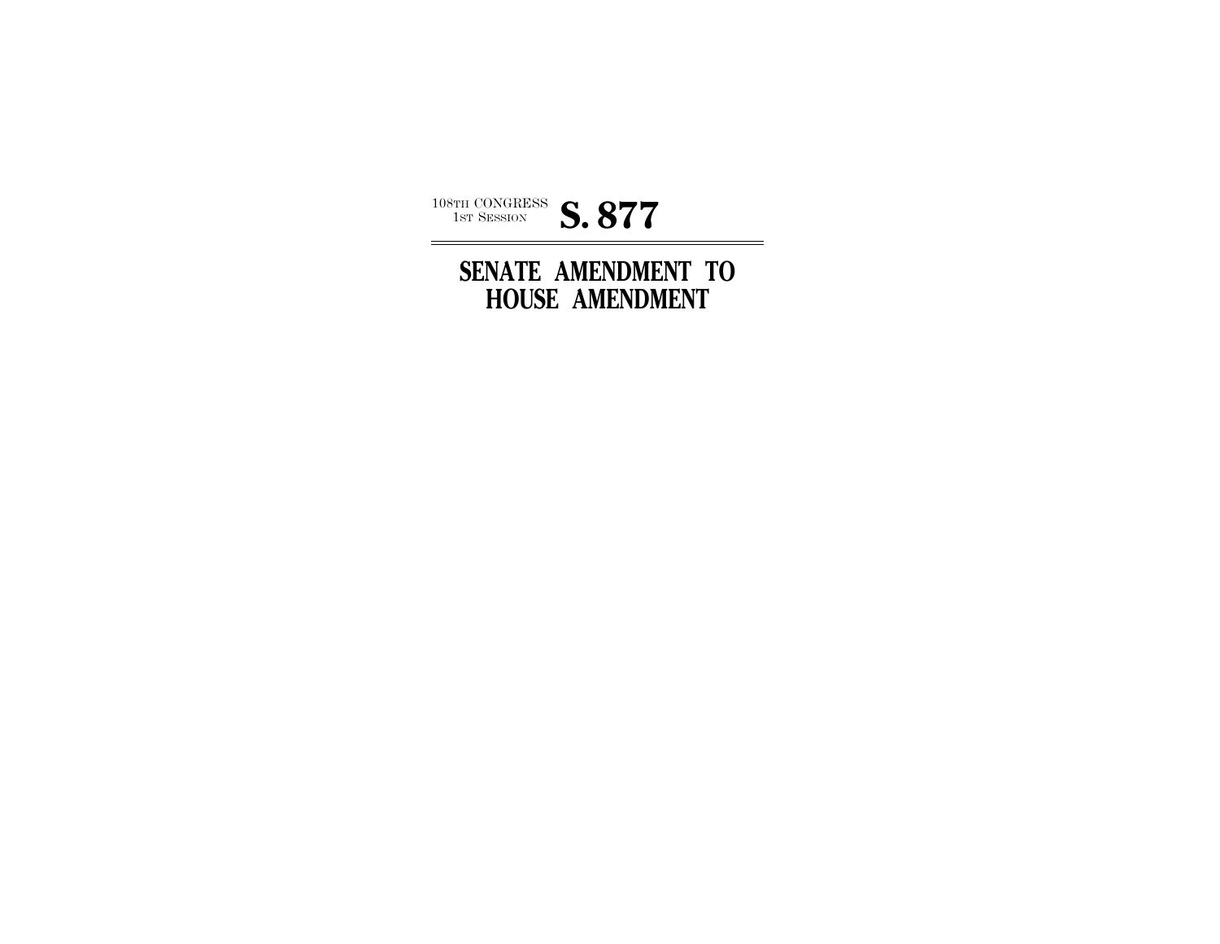108TH CONGRESS
1ST SESSION

# S. 877

## SENATE AMENDMENT TO HOUSE AMENDMENT